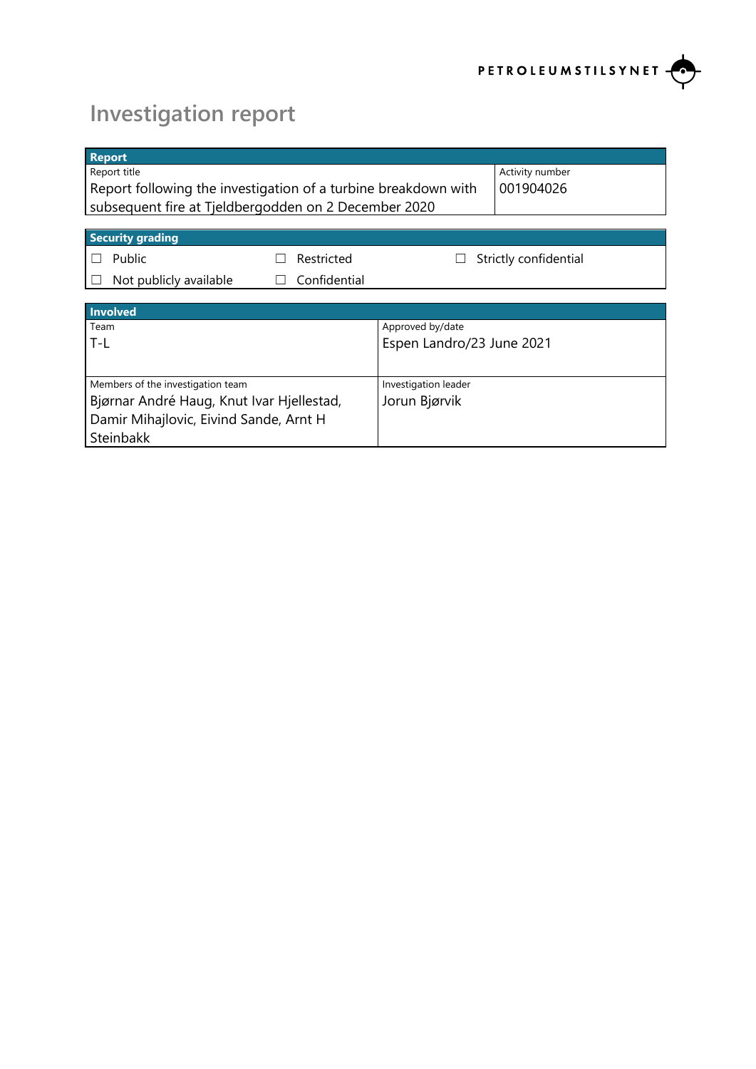PETROLEUMSTILSYNET

# Investigation report

| Report | |
|---|---|
| Report title<br>Report following the investigation of a turbine breakdown with subsequent fire at Tjeldbergodden on 2 December 2020 | Activity number<br>001904026 |

| Security grading | | |
|---|---|---|
| ☐ Public | ☐ Restricted | ☐ Strictly confidential |
| ☐ Not publicly available | ☐ Confidential | |

| Involved | |
|---|---|
| Team<br>T-L | Approved by/date<br>Espen Landro/23 June 2021 |
| Members of the investigation team<br>Bjørnar André Haug, Knut Ivar Hjellestad, Damir Mihajlovic, Eivind Sande, Arnt H Steinbakk | Investigation leader<br>Jorun Bjørvik |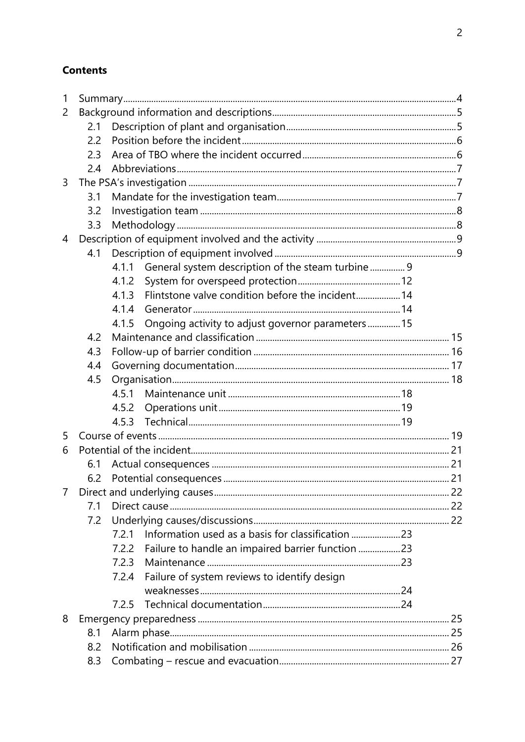**Contents**

1 Summary ... 4
2 Background information and descriptions ... 5
  2.1 Description of plant and organisation ... 5
  2.2 Position before the incident ... 6
  2.3 Area of TBO where the incident occurred ... 6
  2.4 Abbreviations ... 7
3 The PSA's investigation ... 7
  3.1 Mandate for the investigation team ... 7
  3.2 Investigation team ... 8
  3.3 Methodology ... 8
4 Description of equipment involved and the activity ... 9
  4.1 Description of equipment involved ... 9
    4.1.1 General system description of the steam turbine ... 9
    4.1.2 System for overspeed protection ... 12
    4.1.3 Flintstone valve condition before the incident ... 14
    4.1.4 Generator ... 14
    4.1.5 Ongoing activity to adjust governor parameters ... 15
  4.2 Maintenance and classification ... 15
  4.3 Follow-up of barrier condition ... 16
  4.4 Governing documentation ... 17
  4.5 Organisation ... 18
    4.5.1 Maintenance unit ... 18
    4.5.2 Operations unit ... 19
    4.5.3 Technical ... 19
5 Course of events ... 19
6 Potential of the incident ... 21
  6.1 Actual consequences ... 21
  6.2 Potential consequences ... 21
7 Direct and underlying causes ... 22
  7.1 Direct cause ... 22
  7.2 Underlying causes/discussions ... 22
    7.2.1 Information used as a basis for classification ... 23
    7.2.2 Failure to handle an impaired barrier function ... 23
    7.2.3 Maintenance ... 23
    7.2.4 Failure of system reviews to identify design weaknesses ... 24
    7.2.5 Technical documentation ... 24
8 Emergency preparedness ... 25
  8.1 Alarm phase ... 25
  8.2 Notification and mobilisation ... 26
  8.3 Combating – rescue and evacuation ... 27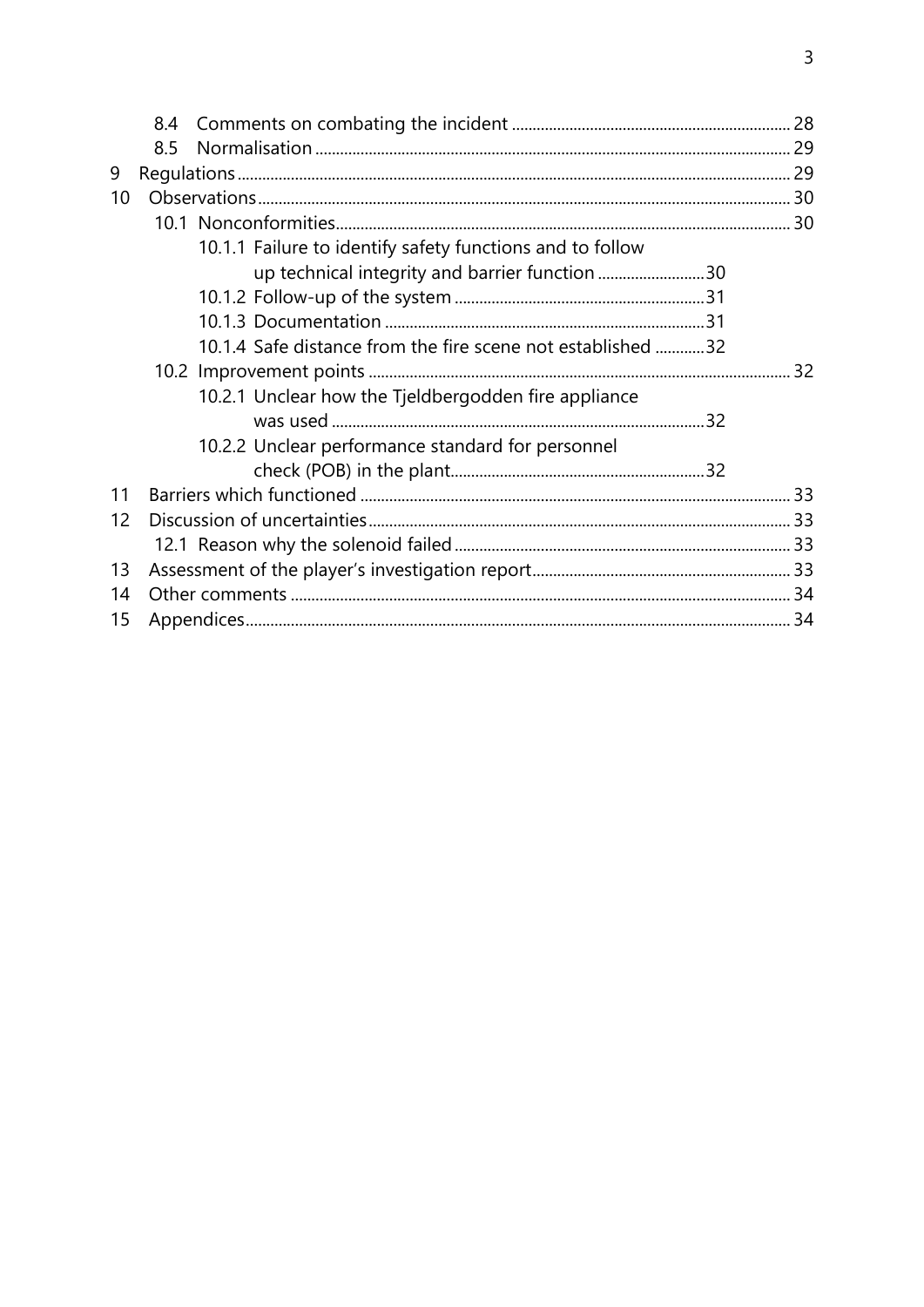- 8.4 Comments on combating the incident ... 28
- 8.5 Normalisation ... 29

9 Regulations ... 29

10 Observations ... 30

- 10.1 Nonconformities ... 30
  - 10.1.1 Failure to identify safety functions and to follow up technical integrity and barrier function ... 30
  - 10.1.2 Follow-up of the system ... 31
  - 10.1.3 Documentation ... 31
  - 10.1.4 Safe distance from the fire scene not established ... 32
- 10.2 Improvement points ... 32
  - 10.2.1 Unclear how the Tjeldbergodden fire appliance was used ... 32
  - 10.2.2 Unclear performance standard for personnel check (POB) in the plant ... 32

11 Barriers which functioned ... 33

12 Discussion of uncertainties ... 33

- 12.1 Reason why the solenoid failed ... 33

13 Assessment of the player's investigation report ... 33

14 Other comments ... 34

15 Appendices ... 34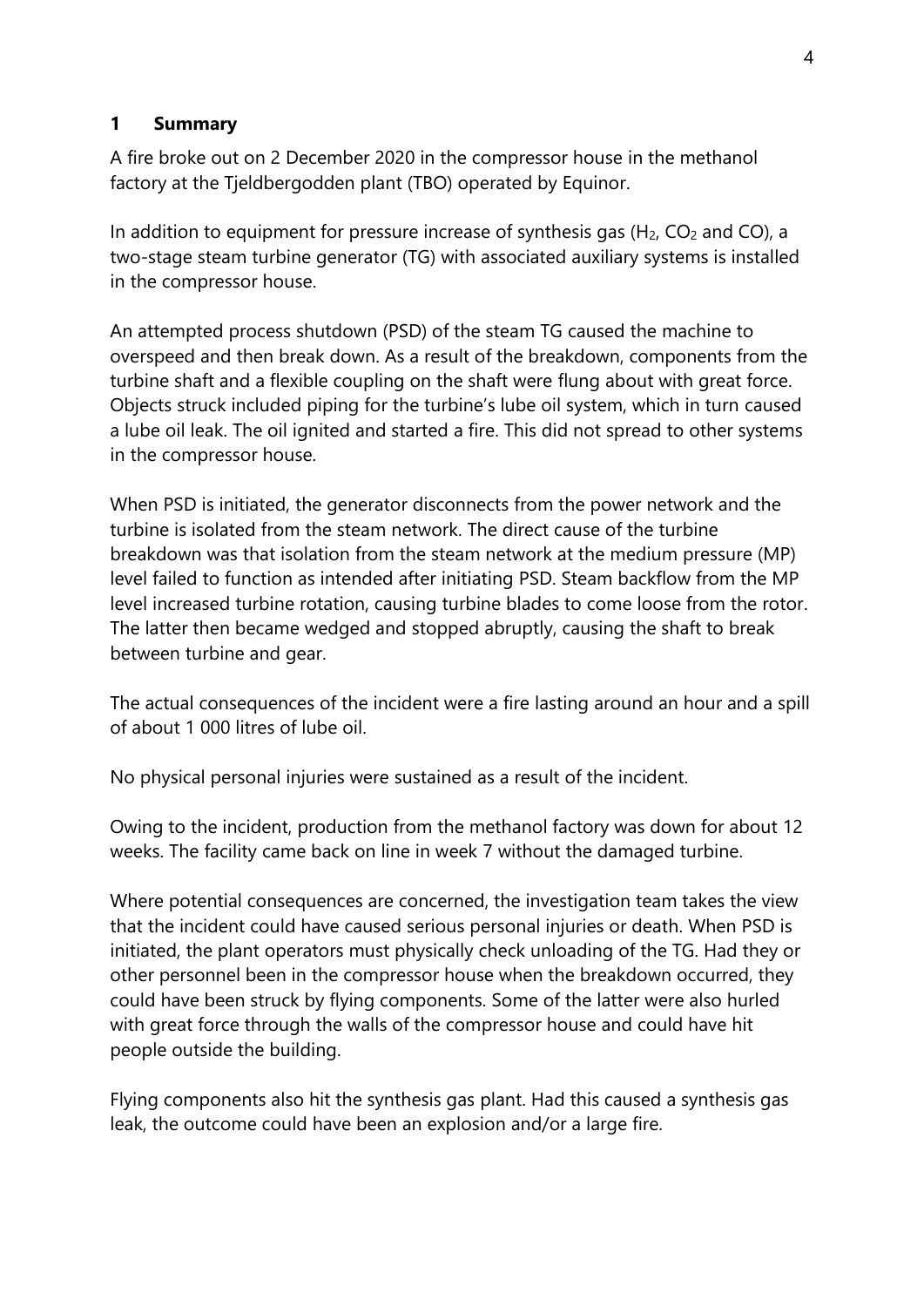# 1 Summary

A fire broke out on 2 December 2020 in the compressor house in the methanol factory at the Tjeldbergodden plant (TBO) operated by Equinor.

In addition to equipment for pressure increase of synthesis gas ($H_2$, $CO_2$ and CO), a two-stage steam turbine generator (TG) with associated auxiliary systems is installed in the compressor house.

An attempted process shutdown (PSD) of the steam TG caused the machine to overspeed and then break down. As a result of the breakdown, components from the turbine shaft and a flexible coupling on the shaft were flung about with great force. Objects struck included piping for the turbine's lube oil system, which in turn caused a lube oil leak. The oil ignited and started a fire. This did not spread to other systems in the compressor house.

When PSD is initiated, the generator disconnects from the power network and the turbine is isolated from the steam network. The direct cause of the turbine breakdown was that isolation from the steam network at the medium pressure (MP) level failed to function as intended after initiating PSD. Steam backflow from the MP level increased turbine rotation, causing turbine blades to come loose from the rotor. The latter then became wedged and stopped abruptly, causing the shaft to break between turbine and gear.

The actual consequences of the incident were a fire lasting around an hour and a spill of about 1 000 litres of lube oil.

No physical personal injuries were sustained as a result of the incident.

Owing to the incident, production from the methanol factory was down for about 12 weeks. The facility came back on line in week 7 without the damaged turbine.

Where potential consequences are concerned, the investigation team takes the view that the incident could have caused serious personal injuries or death. When PSD is initiated, the plant operators must physically check unloading of the TG. Had they or other personnel been in the compressor house when the breakdown occurred, they could have been struck by flying components. Some of the latter were also hurled with great force through the walls of the compressor house and could have hit people outside the building.

Flying components also hit the synthesis gas plant. Had this caused a synthesis gas leak, the outcome could have been an explosion and/or a large fire.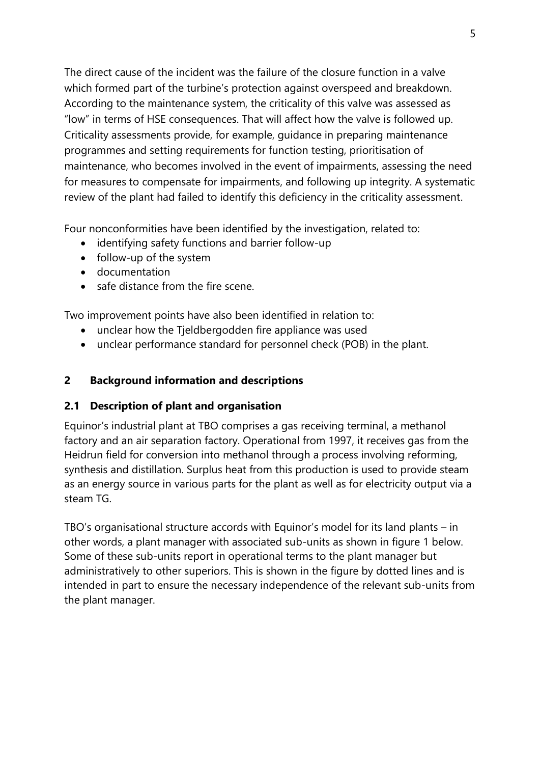The direct cause of the incident was the failure of the closure function in a valve which formed part of the turbine's protection against overspeed and breakdown. According to the maintenance system, the criticality of this valve was assessed as "low" in terms of HSE consequences. That will affect how the valve is followed up. Criticality assessments provide, for example, guidance in preparing maintenance programmes and setting requirements for function testing, prioritisation of maintenance, who becomes involved in the event of impairments, assessing the need for measures to compensate for impairments, and following up integrity. A systematic review of the plant had failed to identify this deficiency in the criticality assessment.

Four nonconformities have been identified by the investigation, related to:

- identifying safety functions and barrier follow-up
- follow-up of the system
- documentation
- safe distance from the fire scene.

Two improvement points have also been identified in relation to:

- unclear how the Tjeldbergodden fire appliance was used
- unclear performance standard for personnel check (POB) in the plant.

## 2 Background information and descriptions

### 2.1 Description of plant and organisation

Equinor's industrial plant at TBO comprises a gas receiving terminal, a methanol factory and an air separation factory. Operational from 1997, it receives gas from the Heidrun field for conversion into methanol through a process involving reforming, synthesis and distillation. Surplus heat from this production is used to provide steam as an energy source in various parts for the plant as well as for electricity output via a steam TG.

TBO's organisational structure accords with Equinor's model for its land plants – in other words, a plant manager with associated sub-units as shown in figure 1 below. Some of these sub-units report in operational terms to the plant manager but administratively to other superiors. This is shown in the figure by dotted lines and is intended in part to ensure the necessary independence of the relevant sub-units from the plant manager.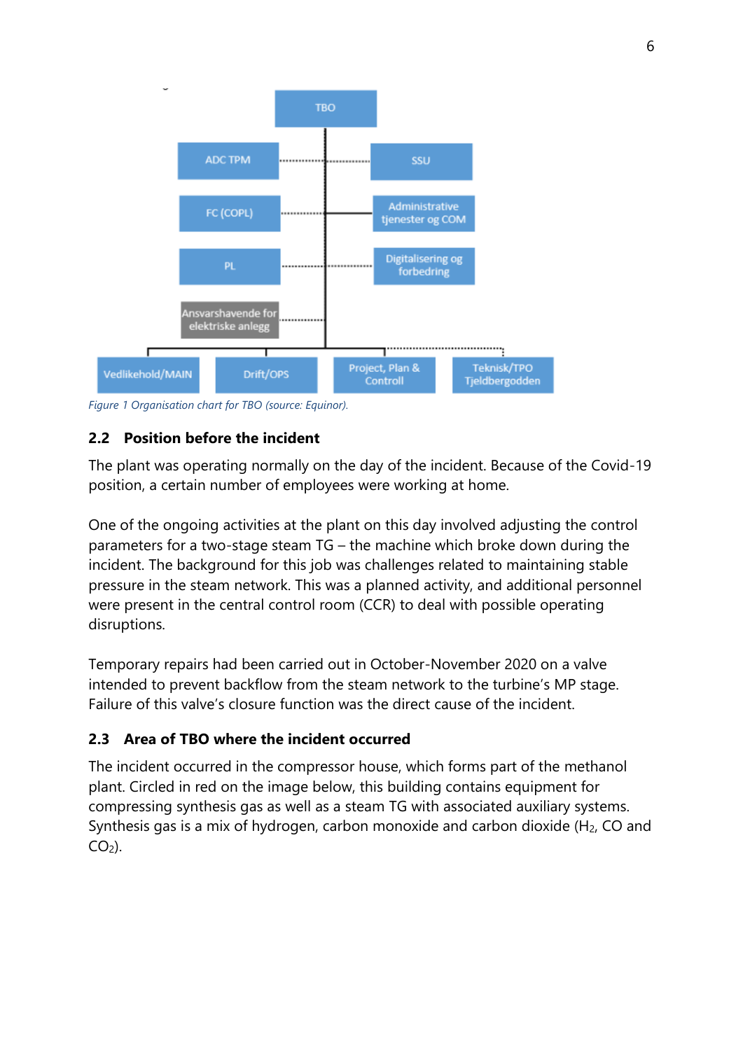Figure 1 Organisation chart for TBO (source: Equinor).

## 2.2 Position before the incident

The plant was operating normally on the day of the incident. Because of the Covid-19 position, a certain number of employees were working at home.

One of the ongoing activities at the plant on this day involved adjusting the control parameters for a two-stage steam TG – the machine which broke down during the incident. The background for this job was challenges related to maintaining stable pressure in the steam network. This was a planned activity, and additional personnel were present in the central control room (CCR) to deal with possible operating disruptions.

Temporary repairs had been carried out in October-November 2020 on a valve intended to prevent backflow from the steam network to the turbine's MP stage. Failure of this valve's closure function was the direct cause of the incident.

## 2.3 Area of TBO where the incident occurred

The incident occurred in the compressor house, which forms part of the methanol plant. Circled in red on the image below, this building contains equipment for compressing synthesis gas as well as a steam TG with associated auxiliary systems. Synthesis gas is a mix of hydrogen, carbon monoxide and carbon dioxide ($H_2$, $CO$ and $CO_2$).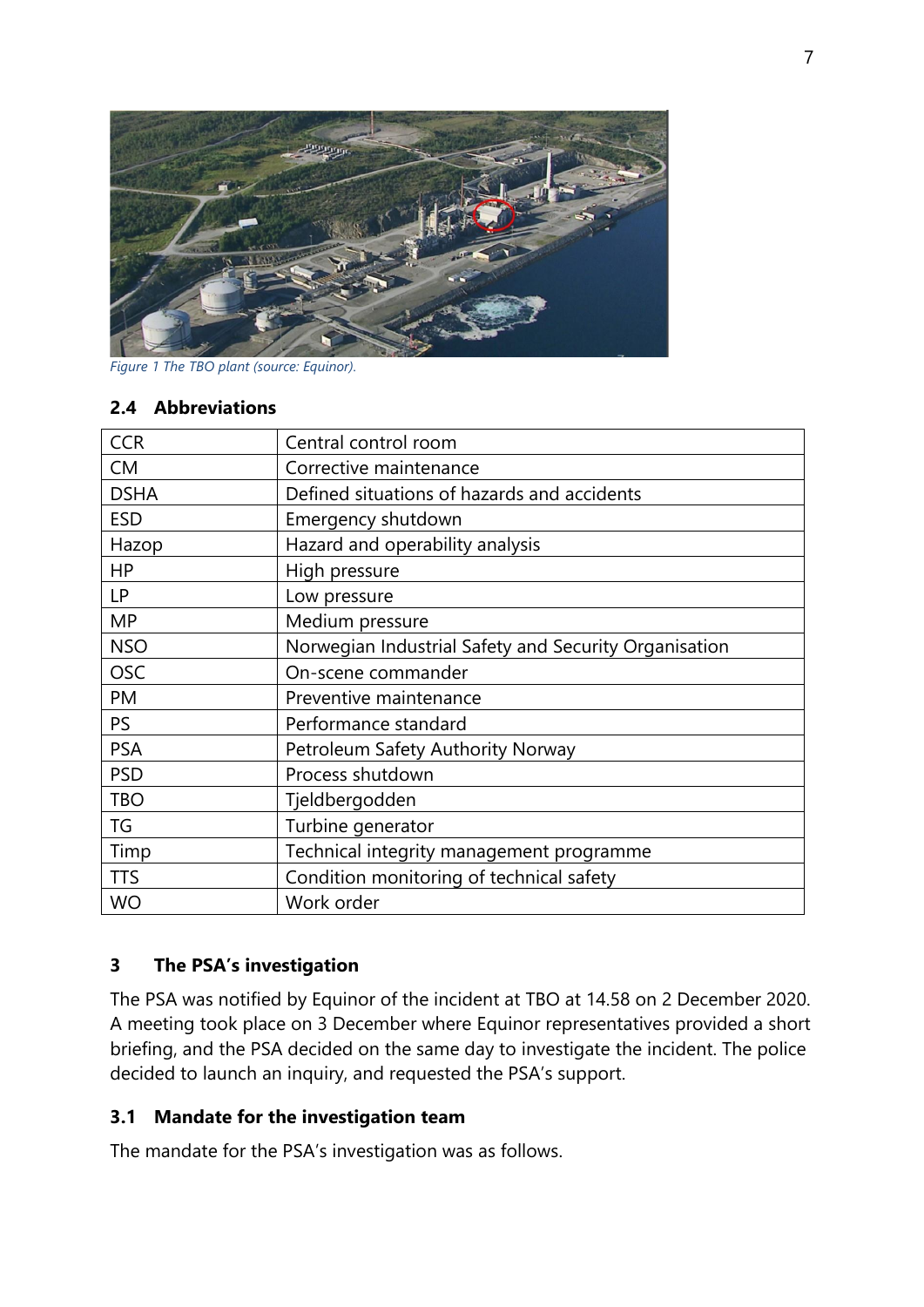*Figure 1 The TBO plant (source: Equinor).*

### 2.4 Abbreviations

| | |
|---|---|
| CCR | Central control room |
| CM | Corrective maintenance |
| DSHA | Defined situations of hazards and accidents |
| ESD | Emergency shutdown |
| Hazop | Hazard and operability analysis |
| HP | High pressure |
| LP | Low pressure |
| MP | Medium pressure |
| NSO | Norwegian Industrial Safety and Security Organisation |
| OSC | On-scene commander |
| PM | Preventive maintenance |
| PS | Performance standard |
| PSA | Petroleum Safety Authority Norway |
| PSD | Process shutdown |
| TBO | Tjeldbergodden |
| TG | Turbine generator |
| Timp | Technical integrity management programme |
| TTS | Condition monitoring of technical safety |
| WO | Work order |

## 3 The PSA's investigation

The PSA was notified by Equinor of the incident at TBO at 14.58 on 2 December 2020. A meeting took place on 3 December where Equinor representatives provided a short briefing, and the PSA decided on the same day to investigate the incident. The police decided to launch an inquiry, and requested the PSA's support.

### 3.1 Mandate for the investigation team

The mandate for the PSA's investigation was as follows.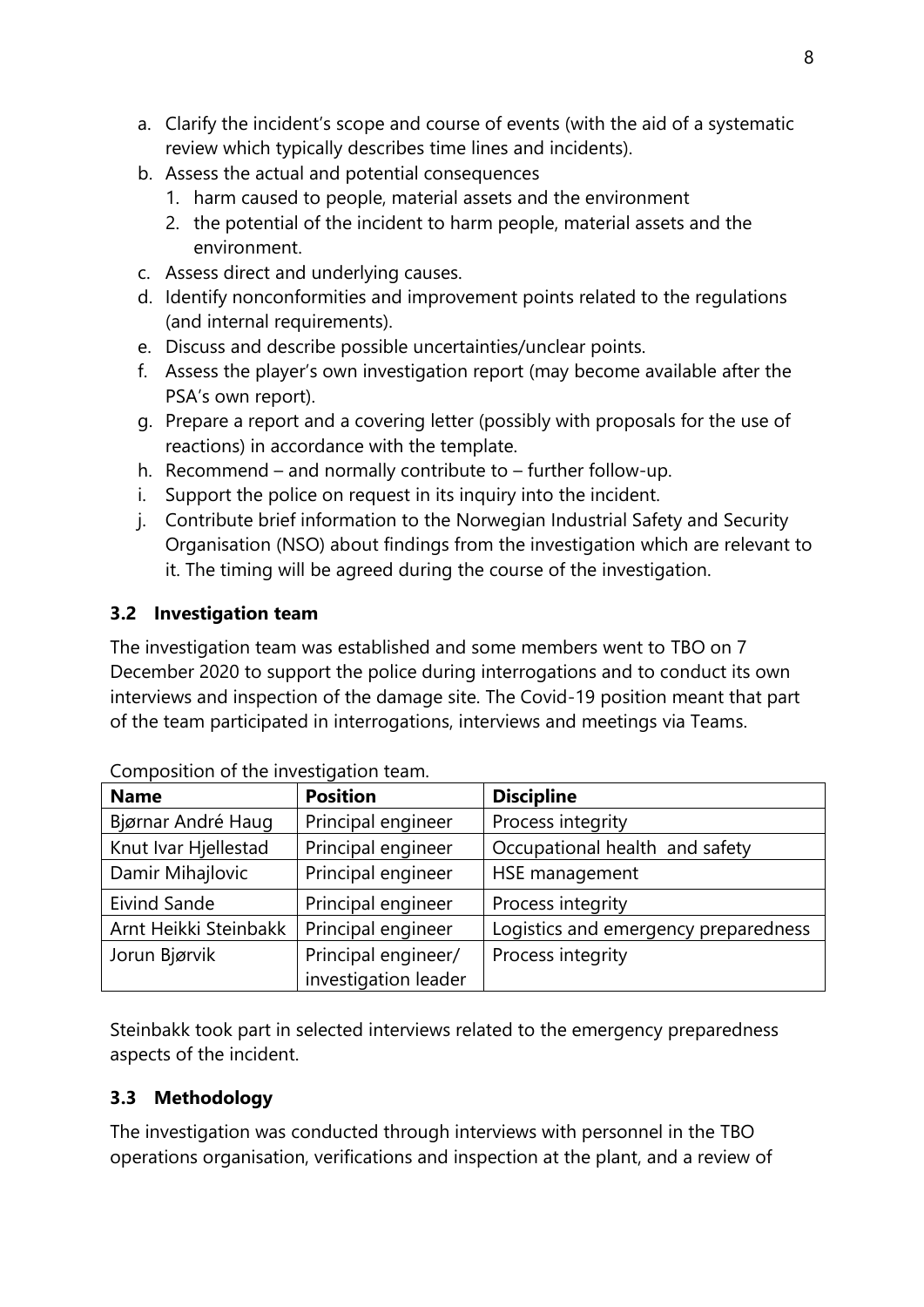a. Clarify the incident's scope and course of events (with the aid of a systematic review which typically describes time lines and incidents).
b. Assess the actual and potential consequences
   1. harm caused to people, material assets and the environment
   2. the potential of the incident to harm people, material assets and the environment.
c. Assess direct and underlying causes.
d. Identify nonconformities and improvement points related to the regulations (and internal requirements).
e. Discuss and describe possible uncertainties/unclear points.
f. Assess the player's own investigation report (may become available after the PSA's own report).
g. Prepare a report and a covering letter (possibly with proposals for the use of reactions) in accordance with the template.
h. Recommend – and normally contribute to – further follow-up.
i. Support the police on request in its inquiry into the incident.
j. Contribute brief information to the Norwegian Industrial Safety and Security Organisation (NSO) about findings from the investigation which are relevant to it. The timing will be agreed during the course of the investigation.

### 3.2 Investigation team

The investigation team was established and some members went to TBO on 7 December 2020 to support the police during interrogations and to conduct its own interviews and inspection of the damage site. The Covid-19 position meant that part of the team participated in interrogations, interviews and meetings via Teams.

Composition of the investigation team.

| Name | Position | Discipline |
|---|---|---|
| Bjørnar André Haug | Principal engineer | Process integrity |
| Knut Ivar Hjellestad | Principal engineer | Occupational health and safety |
| Damir Mihajlovic | Principal engineer | HSE management |
| Eivind Sande | Principal engineer | Process integrity |
| Arnt Heikki Steinbakk | Principal engineer | Logistics and emergency preparedness |
| Jorun Bjørvik | Principal engineer/ investigation leader | Process integrity |

Steinbakk took part in selected interviews related to the emergency preparedness aspects of the incident.

### 3.3 Methodology

The investigation was conducted through interviews with personnel in the TBO operations organisation, verifications and inspection at the plant, and a review of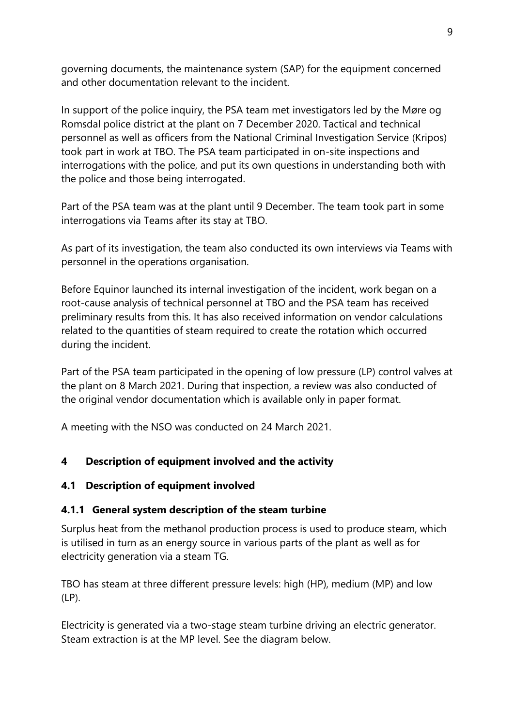governing documents, the maintenance system (SAP) for the equipment concerned and other documentation relevant to the incident.

In support of the police inquiry, the PSA team met investigators led by the Møre og Romsdal police district at the plant on 7 December 2020. Tactical and technical personnel as well as officers from the National Criminal Investigation Service (Kripos) took part in work at TBO. The PSA team participated in on-site inspections and interrogations with the police, and put its own questions in understanding both with the police and those being interrogated.

Part of the PSA team was at the plant until 9 December. The team took part in some interrogations via Teams after its stay at TBO.

As part of its investigation, the team also conducted its own interviews via Teams with personnel in the operations organisation.

Before Equinor launched its internal investigation of the incident, work began on a root-cause analysis of technical personnel at TBO and the PSA team has received preliminary results from this. It has also received information on vendor calculations related to the quantities of steam required to create the rotation which occurred during the incident.

Part of the PSA team participated in the opening of low pressure (LP) control valves at the plant on 8 March 2021. During that inspection, a review was also conducted of the original vendor documentation which is available only in paper format.

A meeting with the NSO was conducted on 24 March 2021.

# 4 Description of equipment involved and the activity

## 4.1 Description of equipment involved

### 4.1.1 General system description of the steam turbine

Surplus heat from the methanol production process is used to produce steam, which is utilised in turn as an energy source in various parts of the plant as well as for electricity generation via a steam TG.

TBO has steam at three different pressure levels: high (HP), medium (MP) and low (LP).

Electricity is generated via a two-stage steam turbine driving an electric generator. Steam extraction is at the MP level. See the diagram below.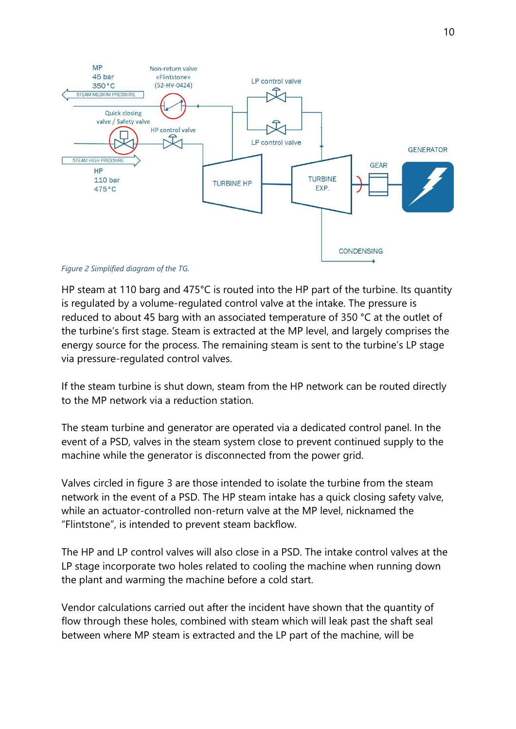Figure 2 Simplified diagram of the TG.

HP steam at 110 barg and 475°C is routed into the HP part of the turbine. Its quantity is regulated by a volume-regulated control valve at the intake. The pressure is reduced to about 45 barg with an associated temperature of 350 °C at the outlet of the turbine's first stage. Steam is extracted at the MP level, and largely comprises the energy source for the process. The remaining steam is sent to the turbine's LP stage via pressure-regulated control valves.

If the steam turbine is shut down, steam from the HP network can be routed directly to the MP network via a reduction station.

The steam turbine and generator are operated via a dedicated control panel. In the event of a PSD, valves in the steam system close to prevent continued supply to the machine while the generator is disconnected from the power grid.

Valves circled in figure 3 are those intended to isolate the turbine from the steam network in the event of a PSD. The HP steam intake has a quick closing safety valve, while an actuator-controlled non-return valve at the MP level, nicknamed the "Flintstone", is intended to prevent steam backflow.

The HP and LP control valves will also close in a PSD. The intake control valves at the LP stage incorporate two holes related to cooling the machine when running down the plant and warming the machine before a cold start.

Vendor calculations carried out after the incident have shown that the quantity of flow through these holes, combined with steam which will leak past the shaft seal between where MP steam is extracted and the LP part of the machine, will be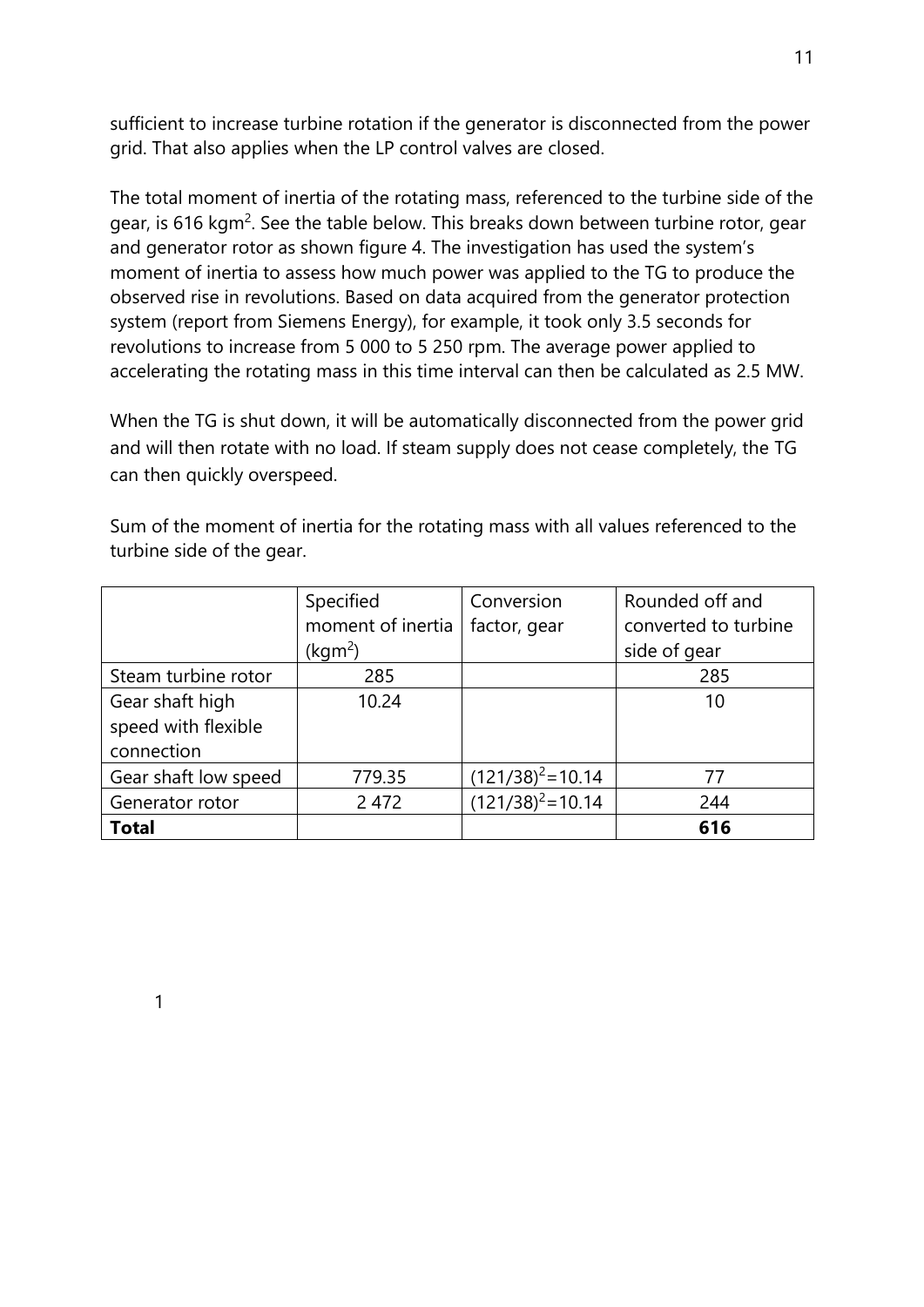sufficient to increase turbine rotation if the generator is disconnected from the power grid. That also applies when the LP control valves are closed.

The total moment of inertia of the rotating mass, referenced to the turbine side of the gear, is 616 $kgm^2$. See the table below. This breaks down between turbine rotor, gear and generator rotor as shown figure 4. The investigation has used the system's moment of inertia to assess how much power was applied to the TG to produce the observed rise in revolutions. Based on data acquired from the generator protection system (report from Siemens Energy), for example, it took only 3.5 seconds for revolutions to increase from 5 000 to 5 250 rpm. The average power applied to accelerating the rotating mass in this time interval can then be calculated as 2.5 MW.

When the TG is shut down, it will be automatically disconnected from the power grid and will then rotate with no load. If steam supply does not cease completely, the TG can then quickly overspeed.

Sum of the moment of inertia for the rotating mass with all values referenced to the turbine side of the gear.

| | Specified moment of inertia ($kgm^2$) | Conversion factor, gear | Rounded off and converted to turbine side of gear |
|---|---|---|---|
| Steam turbine rotor | 285 | | 285 |
| Gear shaft high speed with flexible connection | 10.24 | | 10 |
| Gear shaft low speed | 779.35 | $(121/38)^2=10.14$ | 77 |
| Generator rotor | 2 472 | $(121/38)^2=10.14$ | 244 |
| **Total** | | | **616** |

1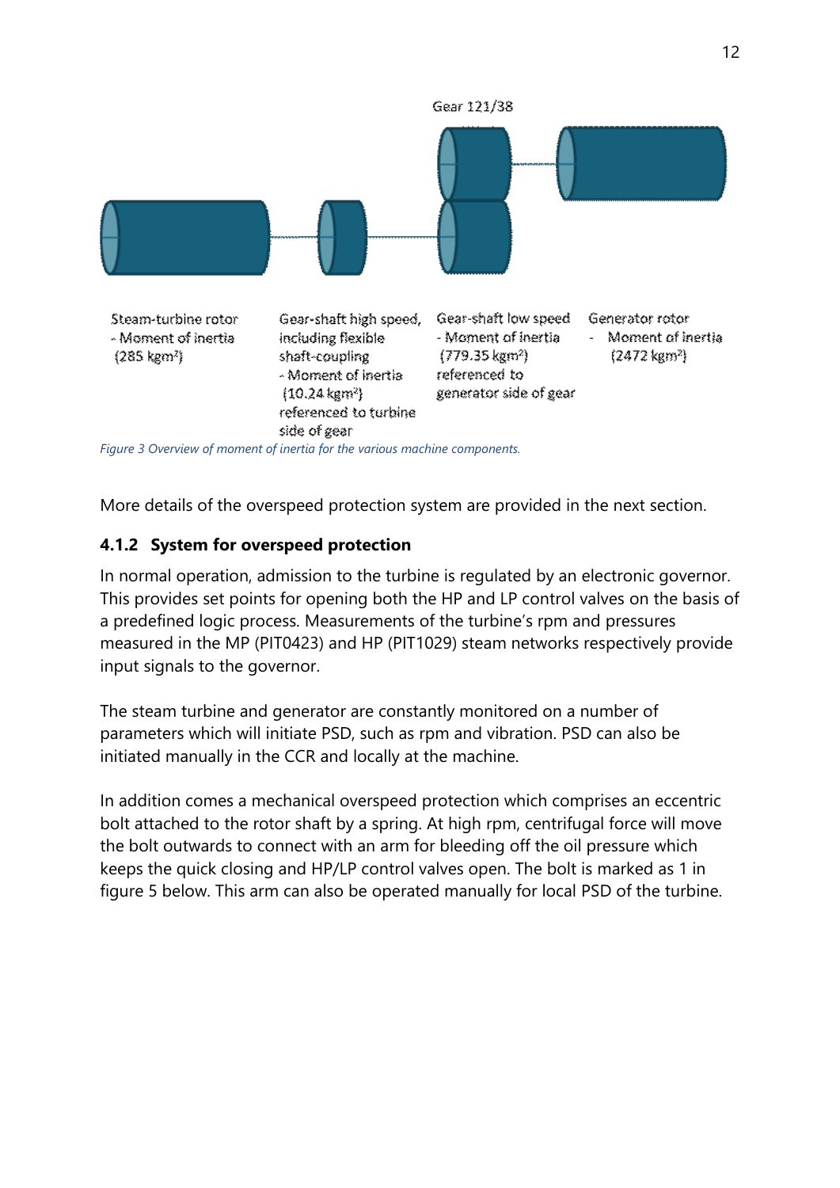Gear 121/38

Steam-turbine rotor
- Moment of inertia
(285 kgm²)

Gear-shaft high speed, including flexible shaft-coupling
- Moment of inertia
(10.24 kgm²)
referenced to turbine side of gear

Gear-shaft low speed
- Moment of inertia
(779.35 kgm²)
referenced to generator side of gear

Generator rotor
- Moment of inertia
(2472 kgm²)

*Figure 3 Overview of moment of inertia for the various machine components.*

More details of the overspeed protection system are provided in the next section.

### 4.1.2 System for overspeed protection

In normal operation, admission to the turbine is regulated by an electronic governor. This provides set points for opening both the HP and LP control valves on the basis of a predefined logic process. Measurements of the turbine's rpm and pressures measured in the MP (PIT0423) and HP (PIT1029) steam networks respectively provide input signals to the governor.

The steam turbine and generator are constantly monitored on a number of parameters which will initiate PSD, such as rpm and vibration. PSD can also be initiated manually in the CCR and locally at the machine.

In addition comes a mechanical overspeed protection which comprises an eccentric bolt attached to the rotor shaft by a spring. At high rpm, centrifugal force will move the bolt outwards to connect with an arm for bleeding off the oil pressure which keeps the quick closing and HP/LP control valves open. The bolt is marked as 1 in figure 5 below. This arm can also be operated manually for local PSD of the turbine.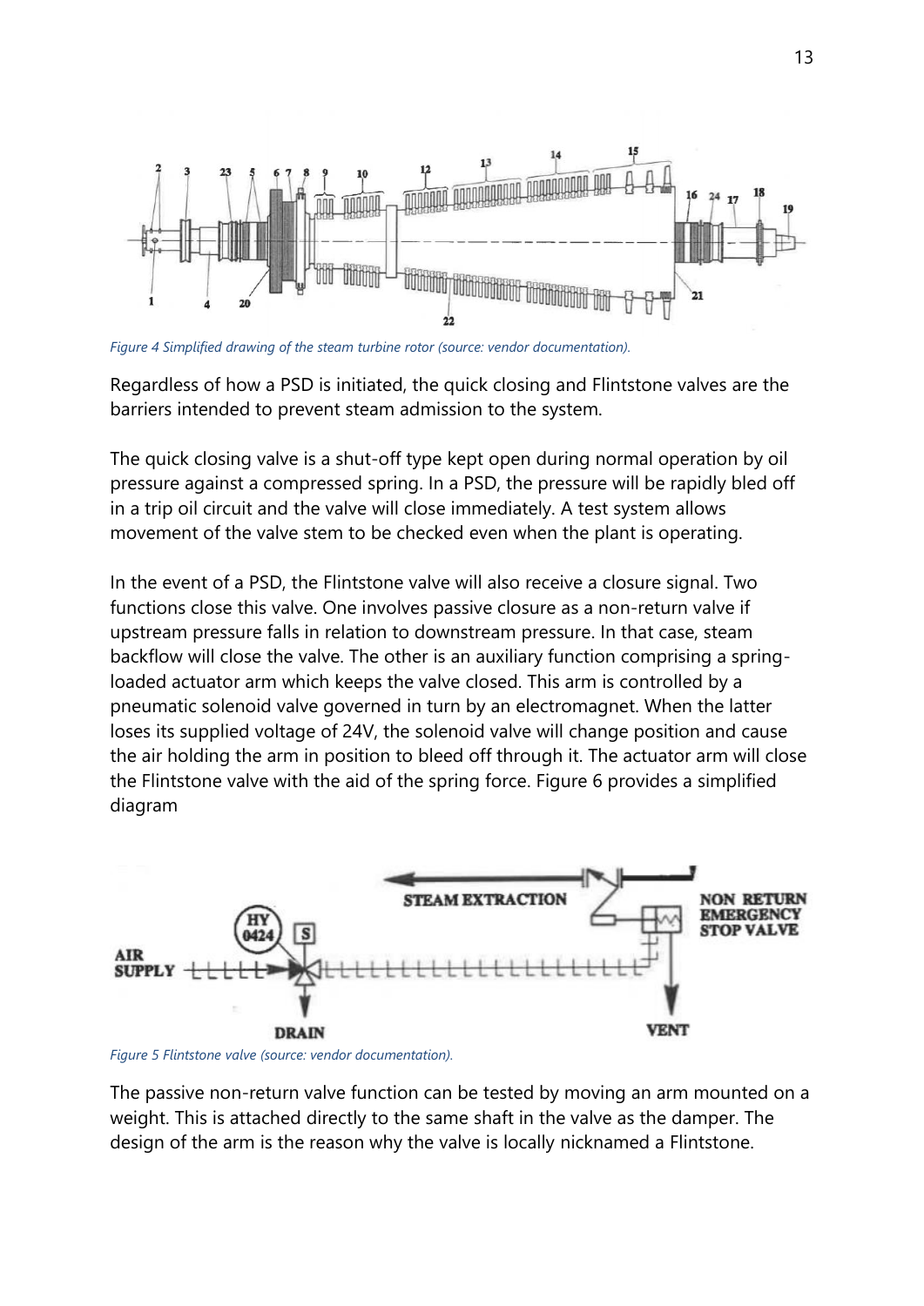*Figure 4 Simplified drawing of the steam turbine rotor (source: vendor documentation).*

Regardless of how a PSD is initiated, the quick closing and Flintstone valves are the barriers intended to prevent steam admission to the system.

The quick closing valve is a shut-off type kept open during normal operation by oil pressure against a compressed spring. In a PSD, the pressure will be rapidly bled off in a trip oil circuit and the valve will close immediately. A test system allows movement of the valve stem to be checked even when the plant is operating.

In the event of a PSD, the Flintstone valve will also receive a closure signal. Two functions close this valve. One involves passive closure as a non-return valve if upstream pressure falls in relation to downstream pressure. In that case, steam backflow will close the valve. The other is an auxiliary function comprising a spring-loaded actuator arm which keeps the valve closed. This arm is controlled by a pneumatic solenoid valve governed in turn by an electromagnet. When the latter loses its supplied voltage of 24V, the solenoid valve will change position and cause the air holding the arm in position to bleed off through it. The actuator arm will close the Flintstone valve with the aid of the spring force. Figure 6 provides a simplified diagram

*Figure 5 Flintstone valve (source: vendor documentation).*

The passive non-return valve function can be tested by moving an arm mounted on a weight. This is attached directly to the same shaft in the valve as the damper. The design of the arm is the reason why the valve is locally nicknamed a Flintstone.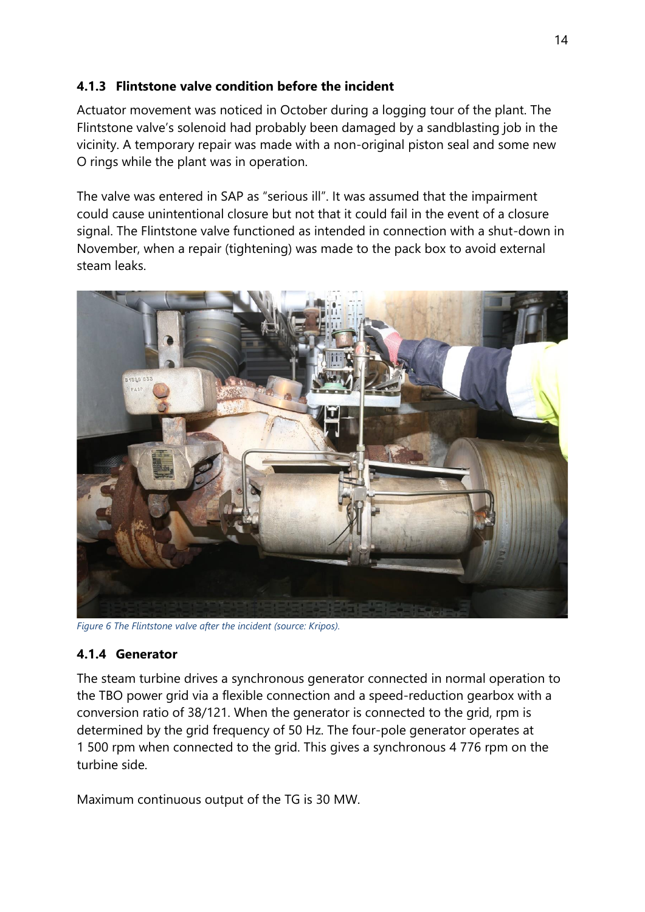### 4.1.3 Flintstone valve condition before the incident

Actuator movement was noticed in October during a logging tour of the plant. The Flintstone valve's solenoid had probably been damaged by a sandblasting job in the vicinity. A temporary repair was made with a non-original piston seal and some new O rings while the plant was in operation.

The valve was entered in SAP as "serious ill". It was assumed that the impairment could cause unintentional closure but not that it could fail in the event of a closure signal. The Flintstone valve functioned as intended in connection with a shut-down in November, when a repair (tightening) was made to the pack box to avoid external steam leaks.

*Figure 6 The Flintstone valve after the incident (source: Kripos).*

### 4.1.4 Generator

The steam turbine drives a synchronous generator connected in normal operation to the TBO power grid via a flexible connection and a speed-reduction gearbox with a conversion ratio of 38/121. When the generator is connected to the grid, rpm is determined by the grid frequency of 50 Hz. The four-pole generator operates at 1 500 rpm when connected to the grid. This gives a synchronous 4 776 rpm on the turbine side.

Maximum continuous output of the TG is 30 MW.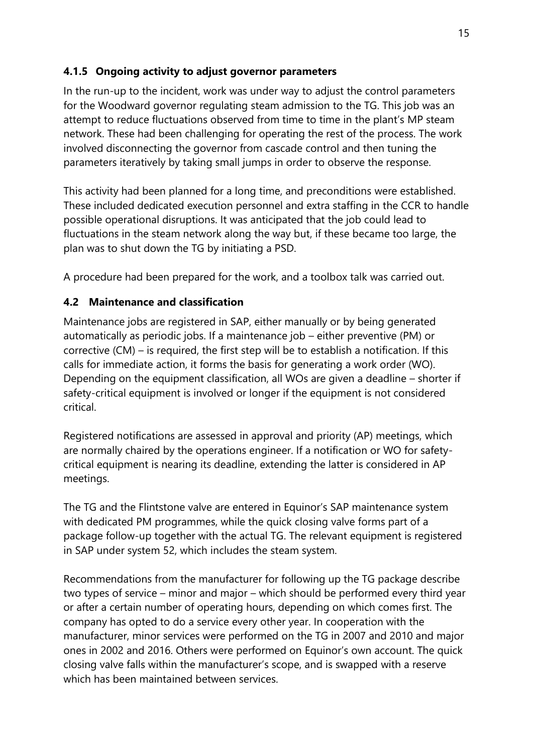### 4.1.5 Ongoing activity to adjust governor parameters

In the run-up to the incident, work was under way to adjust the control parameters for the Woodward governor regulating steam admission to the TG. This job was an attempt to reduce fluctuations observed from time to time in the plant's MP steam network. These had been challenging for operating the rest of the process. The work involved disconnecting the governor from cascade control and then tuning the parameters iteratively by taking small jumps in order to observe the response.

This activity had been planned for a long time, and preconditions were established. These included dedicated execution personnel and extra staffing in the CCR to handle possible operational disruptions. It was anticipated that the job could lead to fluctuations in the steam network along the way but, if these became too large, the plan was to shut down the TG by initiating a PSD.

A procedure had been prepared for the work, and a toolbox talk was carried out.

## 4.2 Maintenance and classification

Maintenance jobs are registered in SAP, either manually or by being generated automatically as periodic jobs. If a maintenance job – either preventive (PM) or corrective (CM) – is required, the first step will be to establish a notification. If this calls for immediate action, it forms the basis for generating a work order (WO). Depending on the equipment classification, all WOs are given a deadline – shorter if safety-critical equipment is involved or longer if the equipment is not considered critical.

Registered notifications are assessed in approval and priority (AP) meetings, which are normally chaired by the operations engineer. If a notification or WO for safety-critical equipment is nearing its deadline, extending the latter is considered in AP meetings.

The TG and the Flintstone valve are entered in Equinor's SAP maintenance system with dedicated PM programmes, while the quick closing valve forms part of a package follow-up together with the actual TG. The relevant equipment is registered in SAP under system 52, which includes the steam system.

Recommendations from the manufacturer for following up the TG package describe two types of service – minor and major – which should be performed every third year or after a certain number of operating hours, depending on which comes first. The company has opted to do a service every other year. In cooperation with the manufacturer, minor services were performed on the TG in 2007 and 2010 and major ones in 2002 and 2016. Others were performed on Equinor's own account. The quick closing valve falls within the manufacturer's scope, and is swapped with a reserve which has been maintained between services.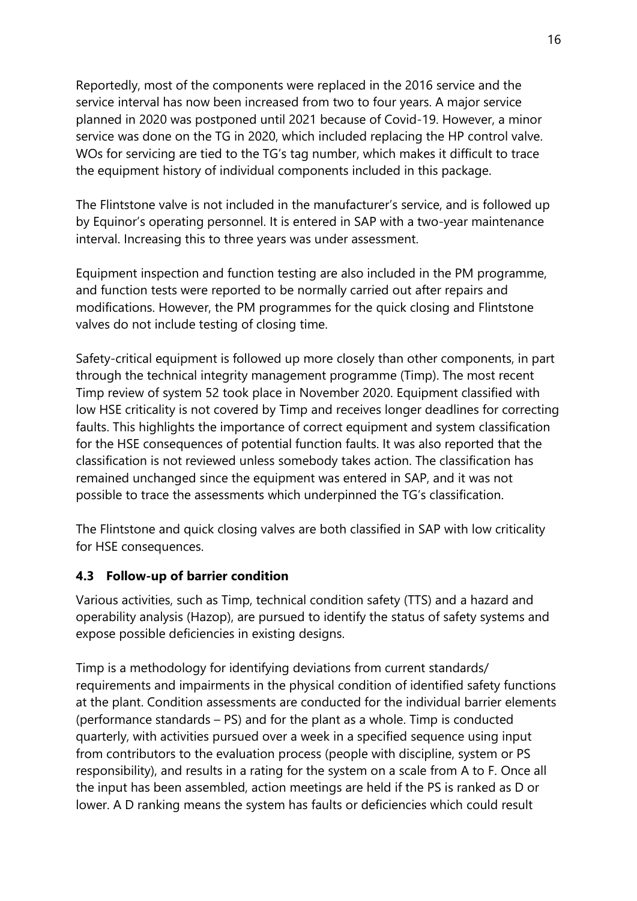Reportedly, most of the components were replaced in the 2016 service and the service interval has now been increased from two to four years. A major service planned in 2020 was postponed until 2021 because of Covid-19. However, a minor service was done on the TG in 2020, which included replacing the HP control valve. WOs for servicing are tied to the TG's tag number, which makes it difficult to trace the equipment history of individual components included in this package.

The Flintstone valve is not included in the manufacturer's service, and is followed up by Equinor's operating personnel. It is entered in SAP with a two-year maintenance interval. Increasing this to three years was under assessment.

Equipment inspection and function testing are also included in the PM programme, and function tests were reported to be normally carried out after repairs and modifications. However, the PM programmes for the quick closing and Flintstone valves do not include testing of closing time.

Safety-critical equipment is followed up more closely than other components, in part through the technical integrity management programme (Timp). The most recent Timp review of system 52 took place in November 2020. Equipment classified with low HSE criticality is not covered by Timp and receives longer deadlines for correcting faults. This highlights the importance of correct equipment and system classification for the HSE consequences of potential function faults. It was also reported that the classification is not reviewed unless somebody takes action. The classification has remained unchanged since the equipment was entered in SAP, and it was not possible to trace the assessments which underpinned the TG's classification.

The Flintstone and quick closing valves are both classified in SAP with low criticality for HSE consequences.

### 4.3 Follow-up of barrier condition

Various activities, such as Timp, technical condition safety (TTS) and a hazard and operability analysis (Hazop), are pursued to identify the status of safety systems and expose possible deficiencies in existing designs.

Timp is a methodology for identifying deviations from current standards/ requirements and impairments in the physical condition of identified safety functions at the plant. Condition assessments are conducted for the individual barrier elements (performance standards – PS) and for the plant as a whole. Timp is conducted quarterly, with activities pursued over a week in a specified sequence using input from contributors to the evaluation process (people with discipline, system or PS responsibility), and results in a rating for the system on a scale from A to F. Once all the input has been assembled, action meetings are held if the PS is ranked as D or lower. A D ranking means the system has faults or deficiencies which could result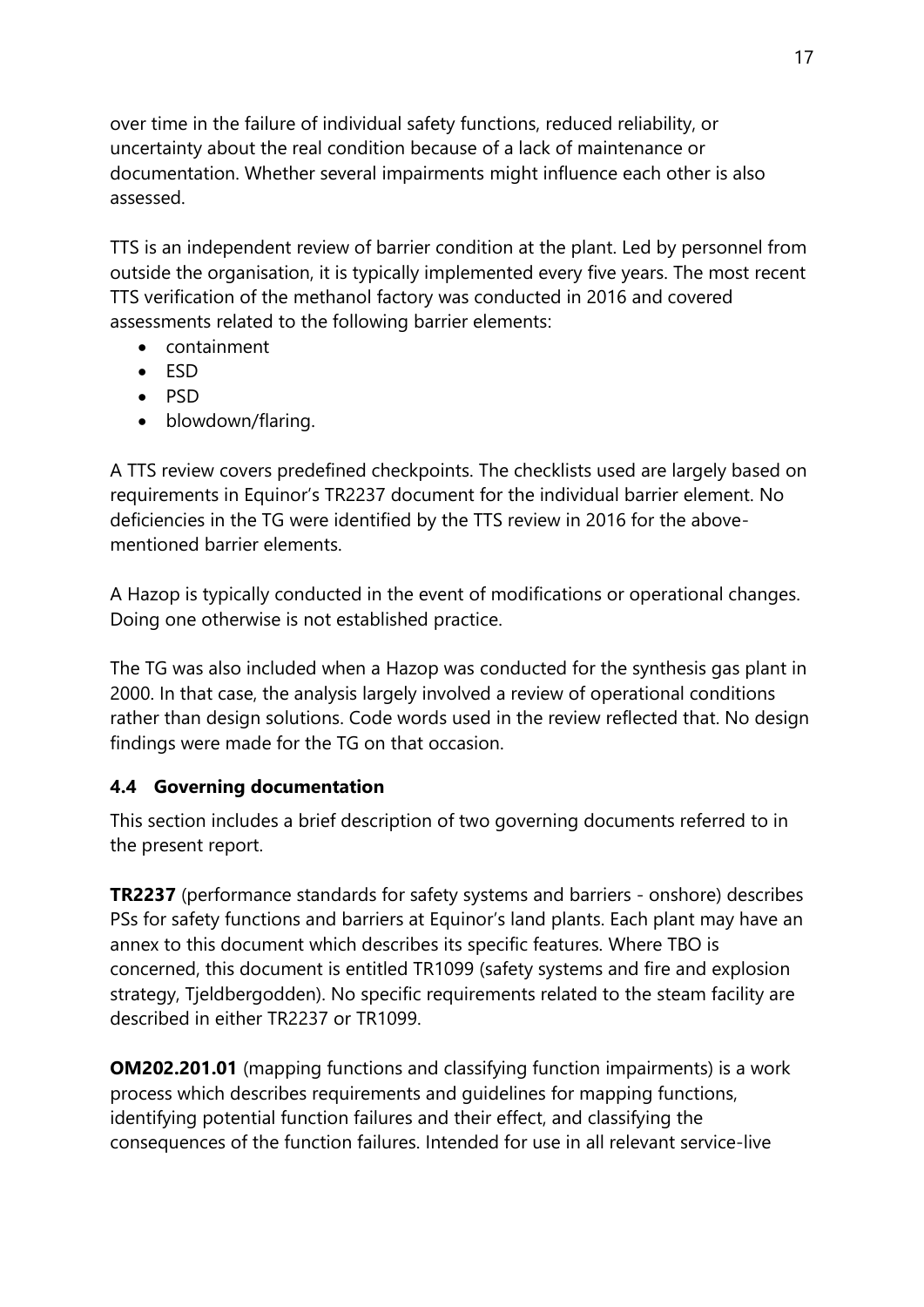over time in the failure of individual safety functions, reduced reliability, or uncertainty about the real condition because of a lack of maintenance or documentation. Whether several impairments might influence each other is also assessed.

TTS is an independent review of barrier condition at the plant. Led by personnel from outside the organisation, it is typically implemented every five years. The most recent TTS verification of the methanol factory was conducted in 2016 and covered assessments related to the following barrier elements:

- containment
- ESD
- PSD
- blowdown/flaring.

A TTS review covers predefined checkpoints. The checklists used are largely based on requirements in Equinor's TR2237 document for the individual barrier element. No deficiencies in the TG were identified by the TTS review in 2016 for the above-mentioned barrier elements.

A Hazop is typically conducted in the event of modifications or operational changes. Doing one otherwise is not established practice.

The TG was also included when a Hazop was conducted for the synthesis gas plant in 2000. In that case, the analysis largely involved a review of operational conditions rather than design solutions. Code words used in the review reflected that. No design findings were made for the TG on that occasion.

## 4.4 Governing documentation

This section includes a brief description of two governing documents referred to in the present report.

**TR2237** (performance standards for safety systems and barriers - onshore) describes PSs for safety functions and barriers at Equinor's land plants. Each plant may have an annex to this document which describes its specific features. Where TBO is concerned, this document is entitled TR1099 (safety systems and fire and explosion strategy, Tjeldbergodden). No specific requirements related to the steam facility are described in either TR2237 or TR1099.

**OM202.201.01** (mapping functions and classifying function impairments) is a work process which describes requirements and guidelines for mapping functions, identifying potential function failures and their effect, and classifying the consequences of the function failures. Intended for use in all relevant service-live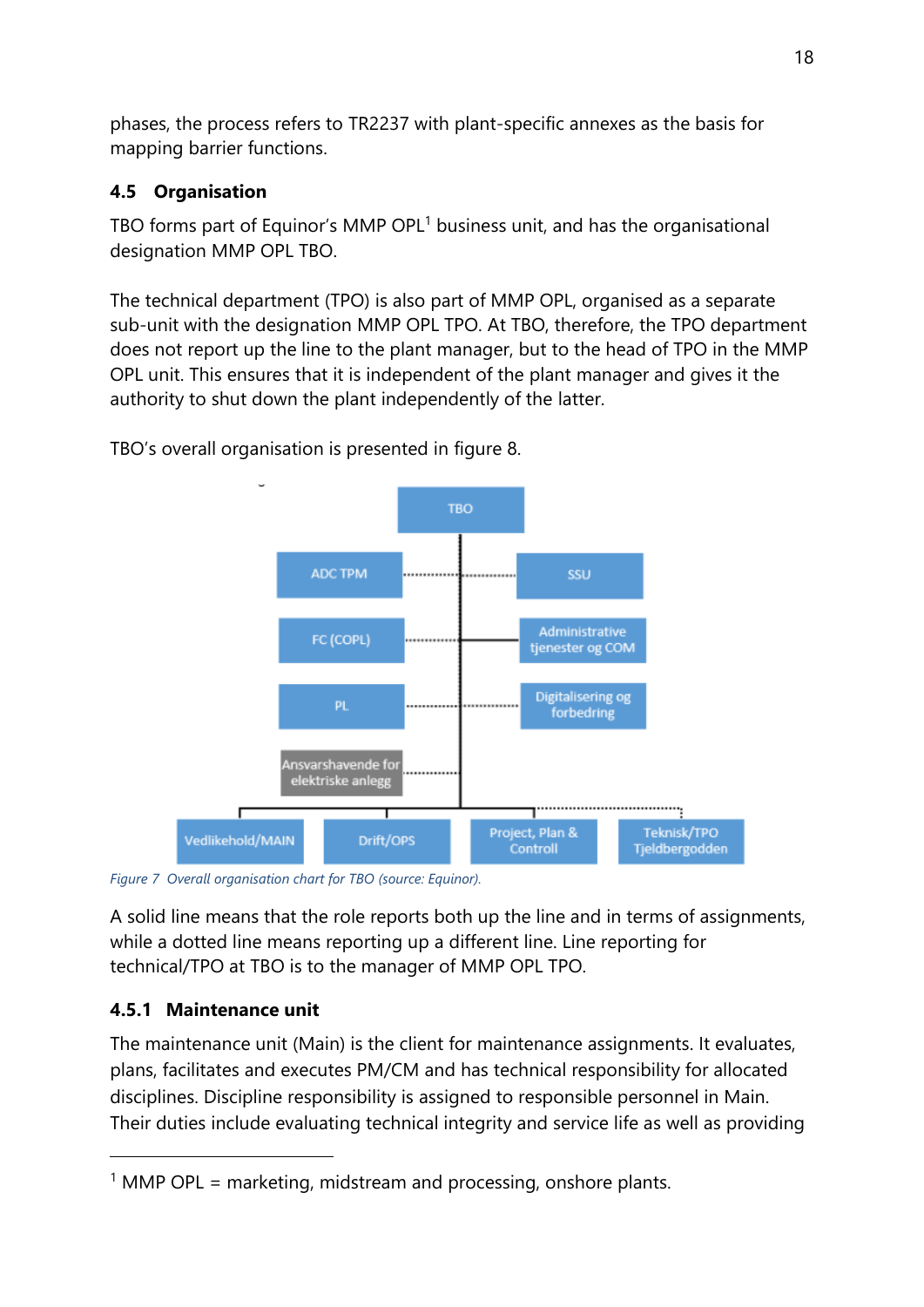phases, the process refers to TR2237 with plant-specific annexes as the basis for mapping barrier functions.

### 4.5 Organisation

TBO forms part of Equinor's MMP OPL[1] business unit, and has the organisational designation MMP OPL TBO.

The technical department (TPO) is also part of MMP OPL, organised as a separate sub-unit with the designation MMP OPL TPO. At TBO, therefore, the TPO department does not report up the line to the plant manager, but to the head of TPO in the MMP OPL unit. This ensures that it is independent of the plant manager and gives it the authority to shut down the plant independently of the latter.

TBO's overall organisation is presented in figure 8.

TBO

ADC TPM | SSU

FC (COPL) | Administrative tjenester og COM

PL | Digitalisering og forbedring

Ansvarshavende for elektriske anlegg

Vedlikehold/MAIN | Drift/OPS | Project, Plan & Controll | Teknisk/TPO Tjeldbergodden

*Figure 7 Overall organisation chart for TBO (source: Equinor).*

A solid line means that the role reports both up the line and in terms of assignments, while a dotted line means reporting up a different line. Line reporting for technical/TPO at TBO is to the manager of MMP OPL TPO.

#### 4.5.1 Maintenance unit

The maintenance unit (Main) is the client for maintenance assignments. It evaluates, plans, facilitates and executes PM/CM and has technical responsibility for allocated disciplines. Discipline responsibility is assigned to responsible personnel in Main. Their duties include evaluating technical integrity and service life as well as providing

---

[1] MMP OPL = marketing, midstream and processing, onshore plants.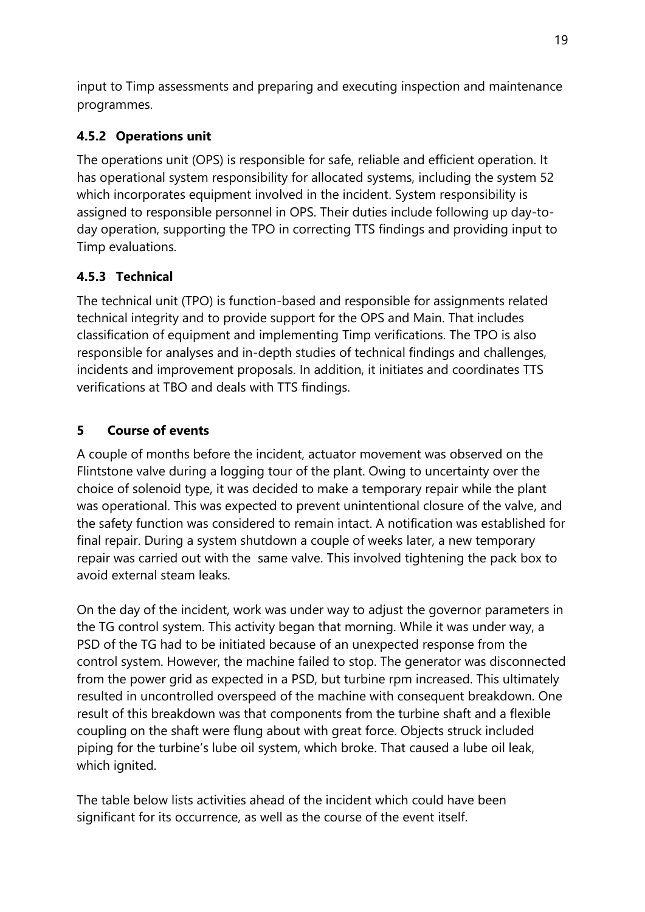input to Timp assessments and preparing and executing inspection and maintenance programmes.

### 4.5.2 Operations unit

The operations unit (OPS) is responsible for safe, reliable and efficient operation. It has operational system responsibility for allocated systems, including the system 52 which incorporates equipment involved in the incident. System responsibility is assigned to responsible personnel in OPS. Their duties include following up day-to-day operation, supporting the TPO in correcting TTS findings and providing input to Timp evaluations.

### 4.5.3 Technical

The technical unit (TPO) is function-based and responsible for assignments related technical integrity and to provide support for the OPS and Main. That includes classification of equipment and implementing Timp verifications. The TPO is also responsible for analyses and in-depth studies of technical findings and challenges, incidents and improvement proposals. In addition, it initiates and coordinates TTS verifications at TBO and deals with TTS findings.

## 5 Course of events

A couple of months before the incident, actuator movement was observed on the Flintstone valve during a logging tour of the plant. Owing to uncertainty over the choice of solenoid type, it was decided to make a temporary repair while the plant was operational. This was expected to prevent unintentional closure of the valve, and the safety function was considered to remain intact. A notification was established for final repair. During a system shutdown a couple of weeks later, a new temporary repair was carried out with the same valve. This involved tightening the pack box to avoid external steam leaks.

On the day of the incident, work was under way to adjust the governor parameters in the TG control system. This activity began that morning. While it was under way, a PSD of the TG had to be initiated because of an unexpected response from the control system. However, the machine failed to stop. The generator was disconnected from the power grid as expected in a PSD, but turbine rpm increased. This ultimately resulted in uncontrolled overspeed of the machine with consequent breakdown. One result of this breakdown was that components from the turbine shaft and a flexible coupling on the shaft were flung about with great force. Objects struck included piping for the turbine's lube oil system, which broke. That caused a lube oil leak, which ignited.

The table below lists activities ahead of the incident which could have been significant for its occurrence, as well as the course of the event itself.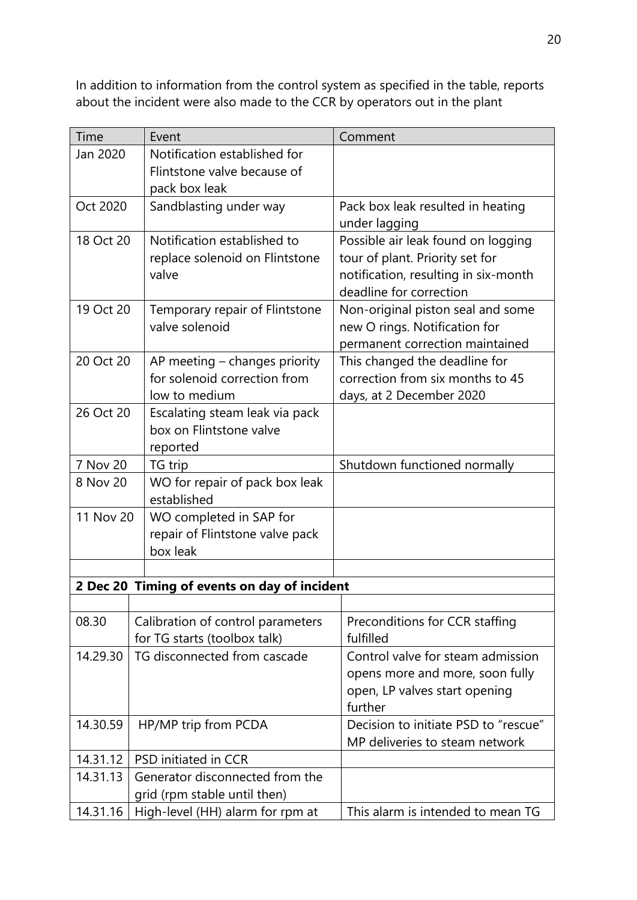In addition to information from the control system as specified in the table, reports about the incident were also made to the CCR by operators out in the plant

| Time | Event | Comment |
|---|---|---|
| Jan 2020 | Notification established for Flintstone valve because of pack box leak | |
| Oct 2020 | Sandblasting under way | Pack box leak resulted in heating under lagging |
| 18 Oct 20 | Notification established to replace solenoid on Flintstone valve | Possible air leak found on logging tour of plant. Priority set for notification, resulting in six-month deadline for correction |
| 19 Oct 20 | Temporary repair of Flintstone valve solenoid | Non-original piston seal and some new O rings. Notification for permanent correction maintained |
| 20 Oct 20 | AP meeting – changes priority for solenoid correction from low to medium | This changed the deadline for correction from six months to 45 days, at 2 December 2020 |
| 26 Oct 20 | Escalating steam leak via pack box on Flintstone valve reported | |
| 7 Nov 20 | TG trip | Shutdown functioned normally |
| 8 Nov 20 | WO for repair of pack box leak established | |
| 11 Nov 20 | WO completed in SAP for repair of Flintstone valve pack box leak | |
| | | |
| **2 Dec 20** | **Timing of events on day of incident** | |
| | | |
| 08.30 | Calibration of control parameters for TG starts (toolbox talk) | Preconditions for CCR staffing fulfilled |
| 14.29.30 | TG disconnected from cascade | Control valve for steam admission opens more and more, soon fully open, LP valves start opening further |
| 14.30.59 | HP/MP trip from PCDA | Decision to initiate PSD to "rescue" MP deliveries to steam network |
| 14.31.12 | PSD initiated in CCR | |
| 14.31.13 | Generator disconnected from the grid (rpm stable until then) | |
| 14.31.16 | High-level (HH) alarm for rpm at | This alarm is intended to mean TG |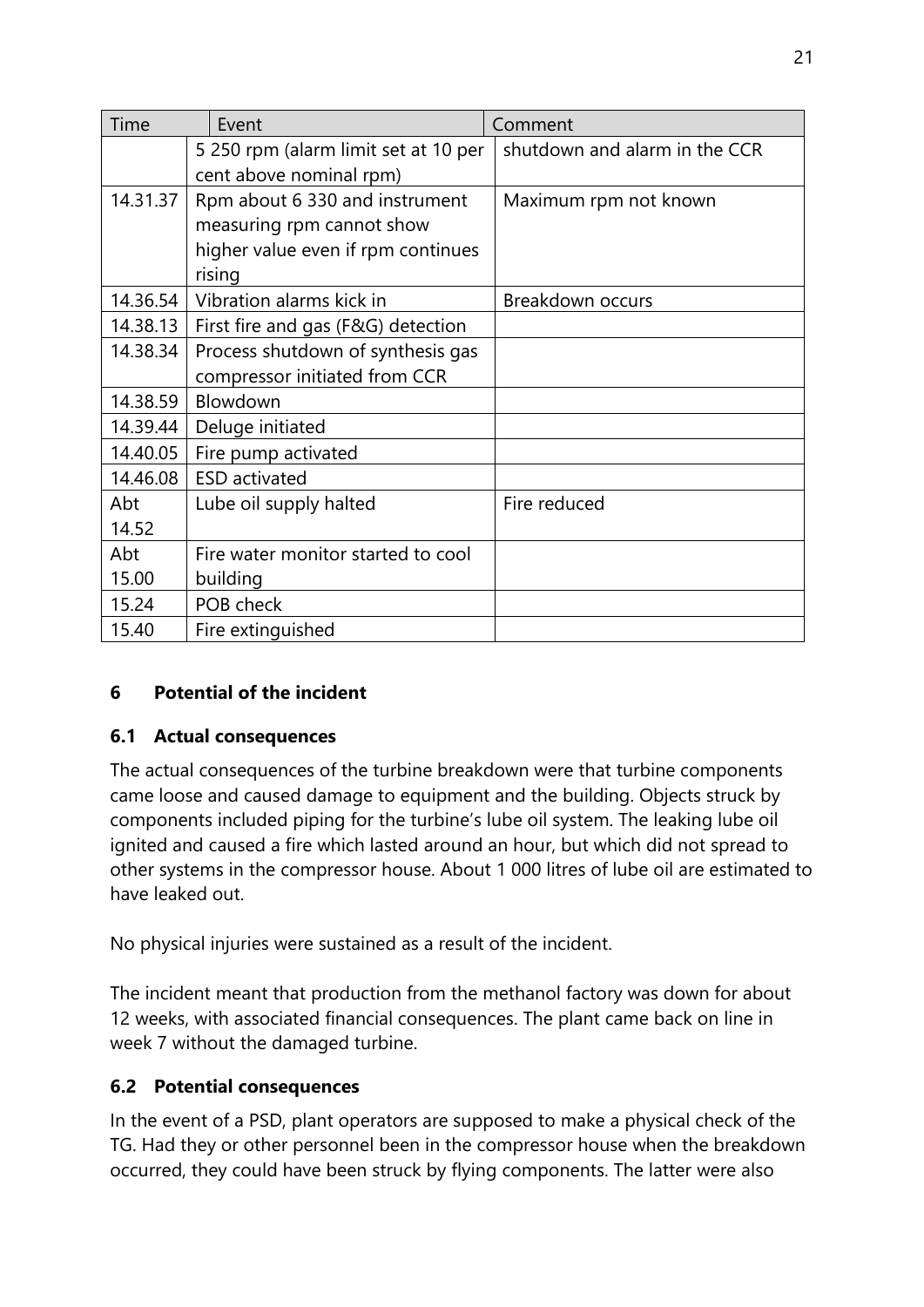| Time | Event | Comment |
|---|---|---|
| | 5 250 rpm (alarm limit set at 10 per cent above nominal rpm) | shutdown and alarm in the CCR |
| 14.31.37 | Rpm about 6 330 and instrument measuring rpm cannot show higher value even if rpm continues rising | Maximum rpm not known |
| 14.36.54 | Vibration alarms kick in | Breakdown occurs |
| 14.38.13 | First fire and gas (F&G) detection | |
| 14.38.34 | Process shutdown of synthesis gas compressor initiated from CCR | |
| 14.38.59 | Blowdown | |
| 14.39.44 | Deluge initiated | |
| 14.40.05 | Fire pump activated | |
| 14.46.08 | ESD activated | |
| Abt 14.52 | Lube oil supply halted | Fire reduced |
| Abt 15.00 | Fire water monitor started to cool building | |
| 15.24 | POB check | |
| 15.40 | Fire extinguished | |

## 6 Potential of the incident

### 6.1 Actual consequences

The actual consequences of the turbine breakdown were that turbine components came loose and caused damage to equipment and the building. Objects struck by components included piping for the turbine's lube oil system. The leaking lube oil ignited and caused a fire which lasted around an hour, but which did not spread to other systems in the compressor house. About 1 000 litres of lube oil are estimated to have leaked out.

No physical injuries were sustained as a result of the incident.

The incident meant that production from the methanol factory was down for about 12 weeks, with associated financial consequences. The plant came back on line in week 7 without the damaged turbine.

### 6.2 Potential consequences

In the event of a PSD, plant operators are supposed to make a physical check of the TG. Had they or other personnel been in the compressor house when the breakdown occurred, they could have been struck by flying components. The latter were also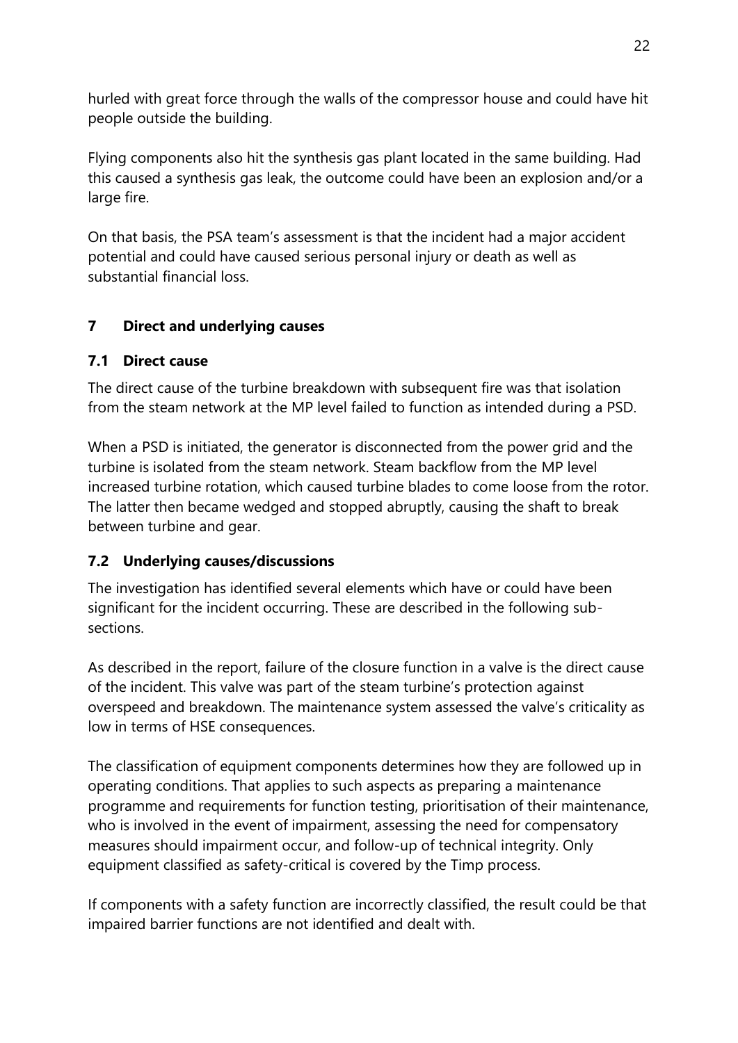hurled with great force through the walls of the compressor house and could have hit people outside the building.

Flying components also hit the synthesis gas plant located in the same building. Had this caused a synthesis gas leak, the outcome could have been an explosion and/or a large fire.

On that basis, the PSA team's assessment is that the incident had a major accident potential and could have caused serious personal injury or death as well as substantial financial loss.

## 7 Direct and underlying causes

### 7.1 Direct cause

The direct cause of the turbine breakdown with subsequent fire was that isolation from the steam network at the MP level failed to function as intended during a PSD.

When a PSD is initiated, the generator is disconnected from the power grid and the turbine is isolated from the steam network. Steam backflow from the MP level increased turbine rotation, which caused turbine blades to come loose from the rotor. The latter then became wedged and stopped abruptly, causing the shaft to break between turbine and gear.

### 7.2 Underlying causes/discussions

The investigation has identified several elements which have or could have been significant for the incident occurring. These are described in the following sub-sections.

As described in the report, failure of the closure function in a valve is the direct cause of the incident. This valve was part of the steam turbine's protection against overspeed and breakdown. The maintenance system assessed the valve's criticality as low in terms of HSE consequences.

The classification of equipment components determines how they are followed up in operating conditions. That applies to such aspects as preparing a maintenance programme and requirements for function testing, prioritisation of their maintenance, who is involved in the event of impairment, assessing the need for compensatory measures should impairment occur, and follow-up of technical integrity. Only equipment classified as safety-critical is covered by the Timp process.

If components with a safety function are incorrectly classified, the result could be that impaired barrier functions are not identified and dealt with.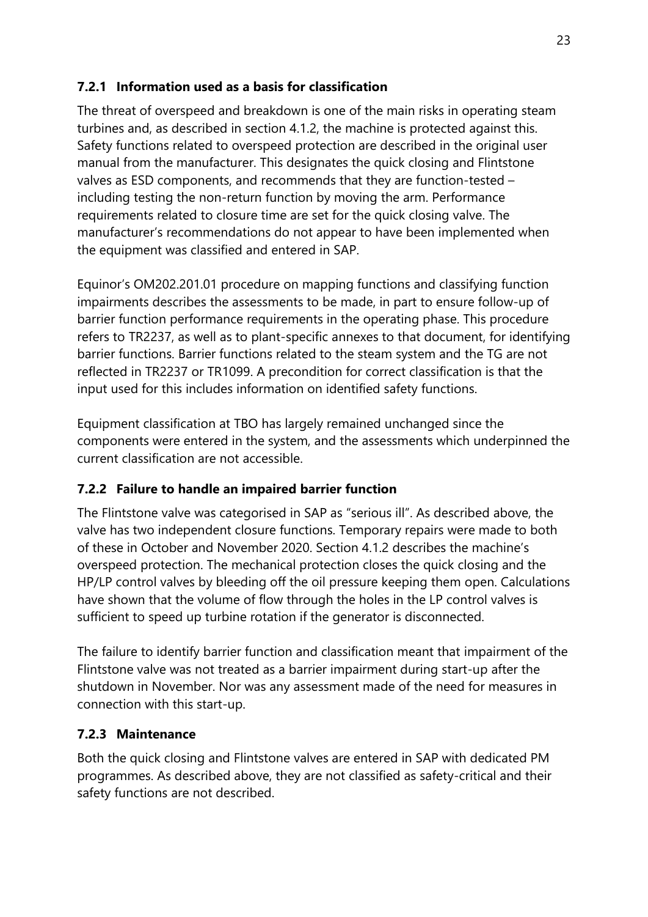### 7.2.1 Information used as a basis for classification

The threat of overspeed and breakdown is one of the main risks in operating steam turbines and, as described in section 4.1.2, the machine is protected against this. Safety functions related to overspeed protection are described in the original user manual from the manufacturer. This designates the quick closing and Flintstone valves as ESD components, and recommends that they are function-tested – including testing the non-return function by moving the arm. Performance requirements related to closure time are set for the quick closing valve. The manufacturer's recommendations do not appear to have been implemented when the equipment was classified and entered in SAP.

Equinor's OM202.201.01 procedure on mapping functions and classifying function impairments describes the assessments to be made, in part to ensure follow-up of barrier function performance requirements in the operating phase. This procedure refers to TR2237, as well as to plant-specific annexes to that document, for identifying barrier functions. Barrier functions related to the steam system and the TG are not reflected in TR2237 or TR1099. A precondition for correct classification is that the input used for this includes information on identified safety functions.

Equipment classification at TBO has largely remained unchanged since the components were entered in the system, and the assessments which underpinned the current classification are not accessible.

### 7.2.2 Failure to handle an impaired barrier function

The Flintstone valve was categorised in SAP as "serious ill". As described above, the valve has two independent closure functions. Temporary repairs were made to both of these in October and November 2020. Section 4.1.2 describes the machine's overspeed protection. The mechanical protection closes the quick closing and the HP/LP control valves by bleeding off the oil pressure keeping them open. Calculations have shown that the volume of flow through the holes in the LP control valves is sufficient to speed up turbine rotation if the generator is disconnected.

The failure to identify barrier function and classification meant that impairment of the Flintstone valve was not treated as a barrier impairment during start-up after the shutdown in November. Nor was any assessment made of the need for measures in connection with this start-up.

### 7.2.3 Maintenance

Both the quick closing and Flintstone valves are entered in SAP with dedicated PM programmes. As described above, they are not classified as safety-critical and their safety functions are not described.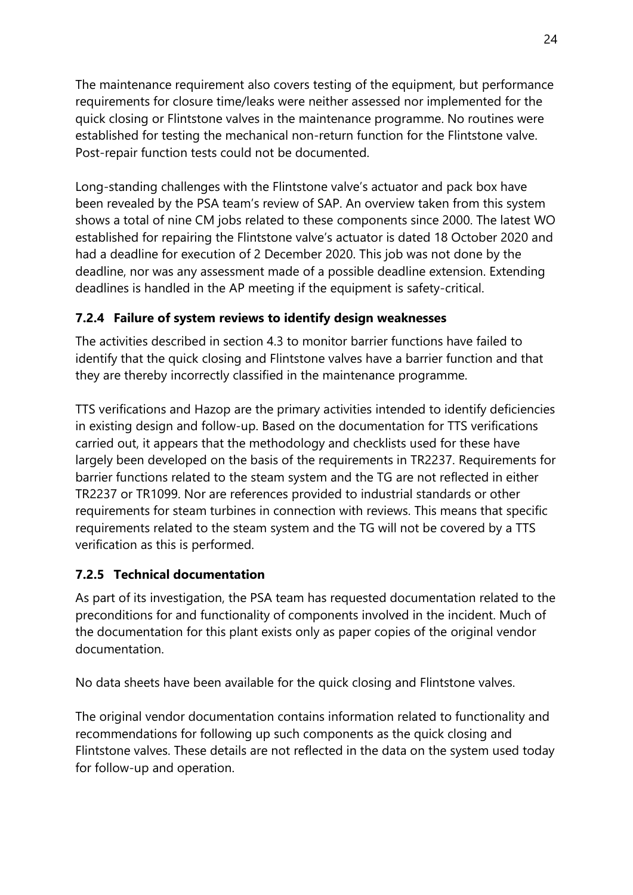The maintenance requirement also covers testing of the equipment, but performance requirements for closure time/leaks were neither assessed nor implemented for the quick closing or Flintstone valves in the maintenance programme. No routines were established for testing the mechanical non-return function for the Flintstone valve. Post-repair function tests could not be documented.

Long-standing challenges with the Flintstone valve's actuator and pack box have been revealed by the PSA team's review of SAP. An overview taken from this system shows a total of nine CM jobs related to these components since 2000. The latest WO established for repairing the Flintstone valve's actuator is dated 18 October 2020 and had a deadline for execution of 2 December 2020. This job was not done by the deadline, nor was any assessment made of a possible deadline extension. Extending deadlines is handled in the AP meeting if the equipment is safety-critical.

### 7.2.4 Failure of system reviews to identify design weaknesses

The activities described in section 4.3 to monitor barrier functions have failed to identify that the quick closing and Flintstone valves have a barrier function and that they are thereby incorrectly classified in the maintenance programme.

TTS verifications and Hazop are the primary activities intended to identify deficiencies in existing design and follow-up. Based on the documentation for TTS verifications carried out, it appears that the methodology and checklists used for these have largely been developed on the basis of the requirements in TR2237. Requirements for barrier functions related to the steam system and the TG are not reflected in either TR2237 or TR1099. Nor are references provided to industrial standards or other requirements for steam turbines in connection with reviews. This means that specific requirements related to the steam system and the TG will not be covered by a TTS verification as this is performed.

### 7.2.5 Technical documentation

As part of its investigation, the PSA team has requested documentation related to the preconditions for and functionality of components involved in the incident. Much of the documentation for this plant exists only as paper copies of the original vendor documentation.

No data sheets have been available for the quick closing and Flintstone valves.

The original vendor documentation contains information related to functionality and recommendations for following up such components as the quick closing and Flintstone valves. These details are not reflected in the data on the system used today for follow-up and operation.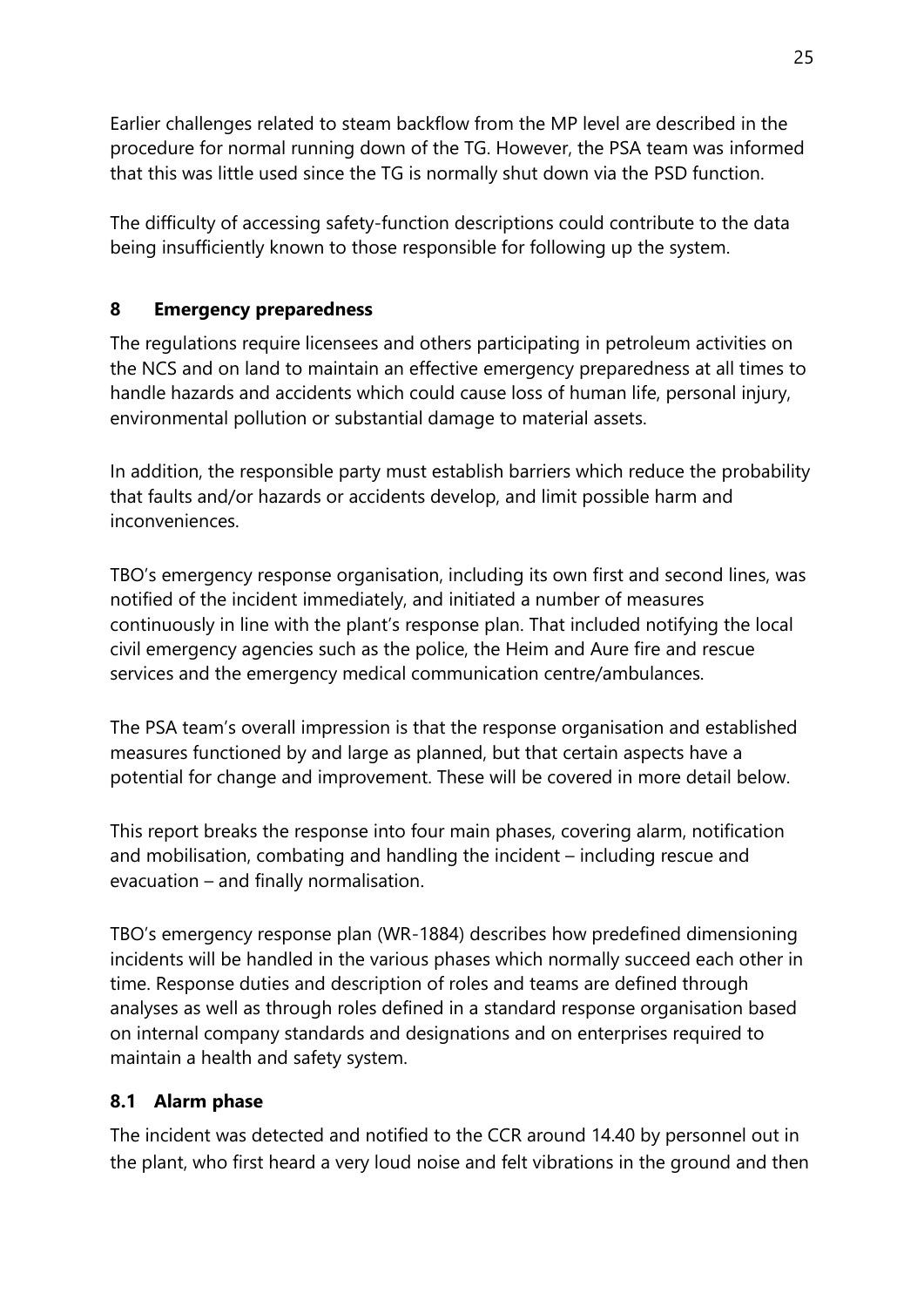Earlier challenges related to steam backflow from the MP level are described in the procedure for normal running down of the TG. However, the PSA team was informed that this was little used since the TG is normally shut down via the PSD function.

The difficulty of accessing safety-function descriptions could contribute to the data being insufficiently known to those responsible for following up the system.

## 8 Emergency preparedness

The regulations require licensees and others participating in petroleum activities on the NCS and on land to maintain an effective emergency preparedness at all times to handle hazards and accidents which could cause loss of human life, personal injury, environmental pollution or substantial damage to material assets.

In addition, the responsible party must establish barriers which reduce the probability that faults and/or hazards or accidents develop, and limit possible harm and inconveniences.

TBO's emergency response organisation, including its own first and second lines, was notified of the incident immediately, and initiated a number of measures continuously in line with the plant's response plan. That included notifying the local civil emergency agencies such as the police, the Heim and Aure fire and rescue services and the emergency medical communication centre/ambulances.

The PSA team's overall impression is that the response organisation and established measures functioned by and large as planned, but that certain aspects have a potential for change and improvement. These will be covered in more detail below.

This report breaks the response into four main phases, covering alarm, notification and mobilisation, combating and handling the incident – including rescue and evacuation – and finally normalisation.

TBO's emergency response plan (WR-1884) describes how predefined dimensioning incidents will be handled in the various phases which normally succeed each other in time. Response duties and description of roles and teams are defined through analyses as well as through roles defined in a standard response organisation based on internal company standards and designations and on enterprises required to maintain a health and safety system.

### 8.1 Alarm phase

The incident was detected and notified to the CCR around 14.40 by personnel out in the plant, who first heard a very loud noise and felt vibrations in the ground and then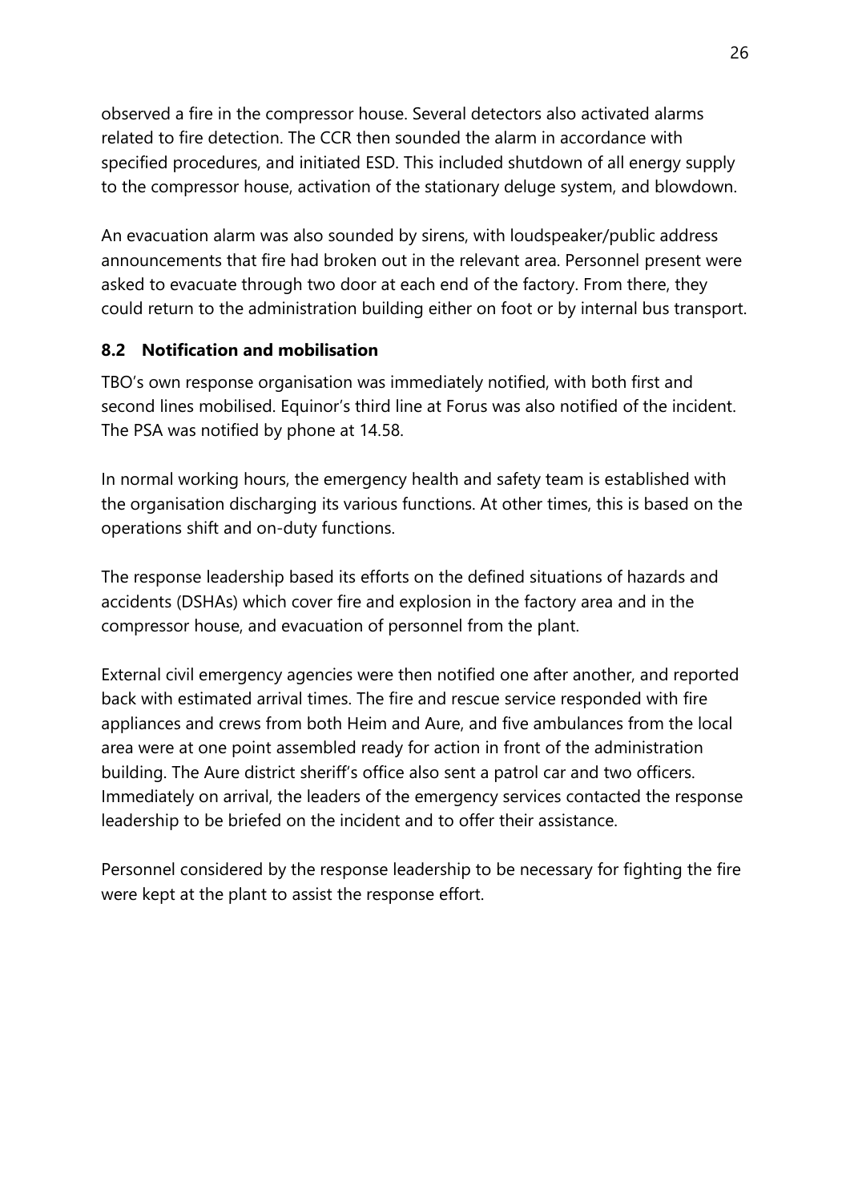observed a fire in the compressor house. Several detectors also activated alarms related to fire detection. The CCR then sounded the alarm in accordance with specified procedures, and initiated ESD. This included shutdown of all energy supply to the compressor house, activation of the stationary deluge system, and blowdown.

An evacuation alarm was also sounded by sirens, with loudspeaker/public address announcements that fire had broken out in the relevant area. Personnel present were asked to evacuate through two door at each end of the factory. From there, they could return to the administration building either on foot or by internal bus transport.

### 8.2 Notification and mobilisation

TBO's own response organisation was immediately notified, with both first and second lines mobilised. Equinor's third line at Forus was also notified of the incident. The PSA was notified by phone at 14.58.

In normal working hours, the emergency health and safety team is established with the organisation discharging its various functions. At other times, this is based on the operations shift and on-duty functions.

The response leadership based its efforts on the defined situations of hazards and accidents (DSHAs) which cover fire and explosion in the factory area and in the compressor house, and evacuation of personnel from the plant.

External civil emergency agencies were then notified one after another, and reported back with estimated arrival times. The fire and rescue service responded with fire appliances and crews from both Heim and Aure, and five ambulances from the local area were at one point assembled ready for action in front of the administration building. The Aure district sheriff's office also sent a patrol car and two officers. Immediately on arrival, the leaders of the emergency services contacted the response leadership to be briefed on the incident and to offer their assistance.

Personnel considered by the response leadership to be necessary for fighting the fire were kept at the plant to assist the response effort.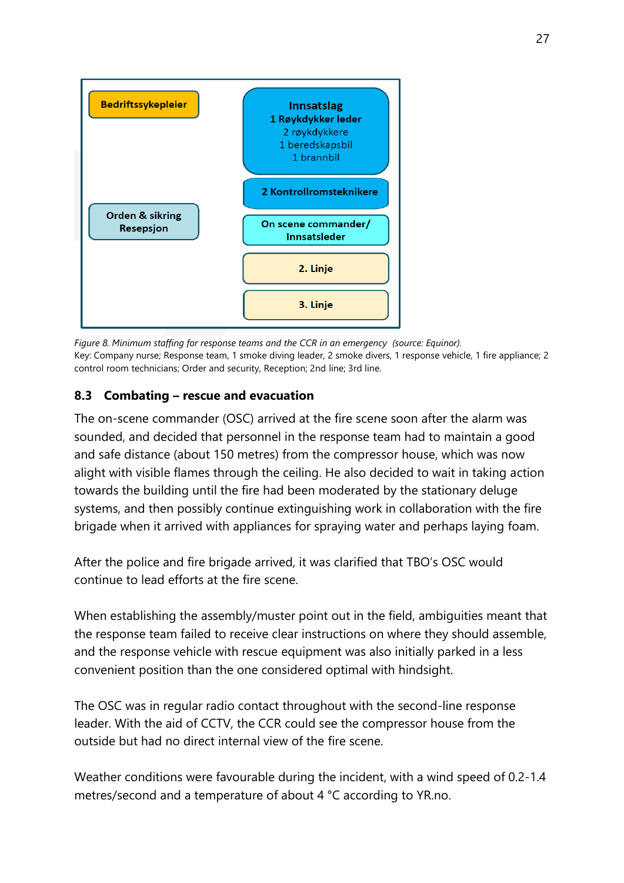Bedriftssykepleier

Innsatslag
1 Røykdykker leder
2 røykdykkere
1 beredskapsbil
1 brannbil

2 Kontrollromsteknikere

Orden & sikring
Resepsjon

On scene commander/
Innsatsleder

2. Linje

3. Linje

*Figure 8. Minimum staffing for response teams and the CCR in an emergency (source: Equinor).*
Key: Company nurse; Response team, 1 smoke diving leader, 2 smoke divers, 1 response vehicle, 1 fire appliance; 2 control room technicians; Order and security, Reception; 2nd line; 3rd line.

## 8.3 Combating – rescue and evacuation

The on-scene commander (OSC) arrived at the fire scene soon after the alarm was sounded, and decided that personnel in the response team had to maintain a good and safe distance (about 150 metres) from the compressor house, which was now alight with visible flames through the ceiling. He also decided to wait in taking action towards the building until the fire had been moderated by the stationary deluge systems, and then possibly continue extinguishing work in collaboration with the fire brigade when it arrived with appliances for spraying water and perhaps laying foam.

After the police and fire brigade arrived, it was clarified that TBO's OSC would continue to lead efforts at the fire scene.

When establishing the assembly/muster point out in the field, ambiguities meant that the response team failed to receive clear instructions on where they should assemble, and the response vehicle with rescue equipment was also initially parked in a less convenient position than the one considered optimal with hindsight.

The OSC was in regular radio contact throughout with the second-line response leader. With the aid of CCTV, the CCR could see the compressor house from the outside but had no direct internal view of the fire scene.

Weather conditions were favourable during the incident, with a wind speed of 0.2-1.4 metres/second and a temperature of about 4 °C according to YR.no.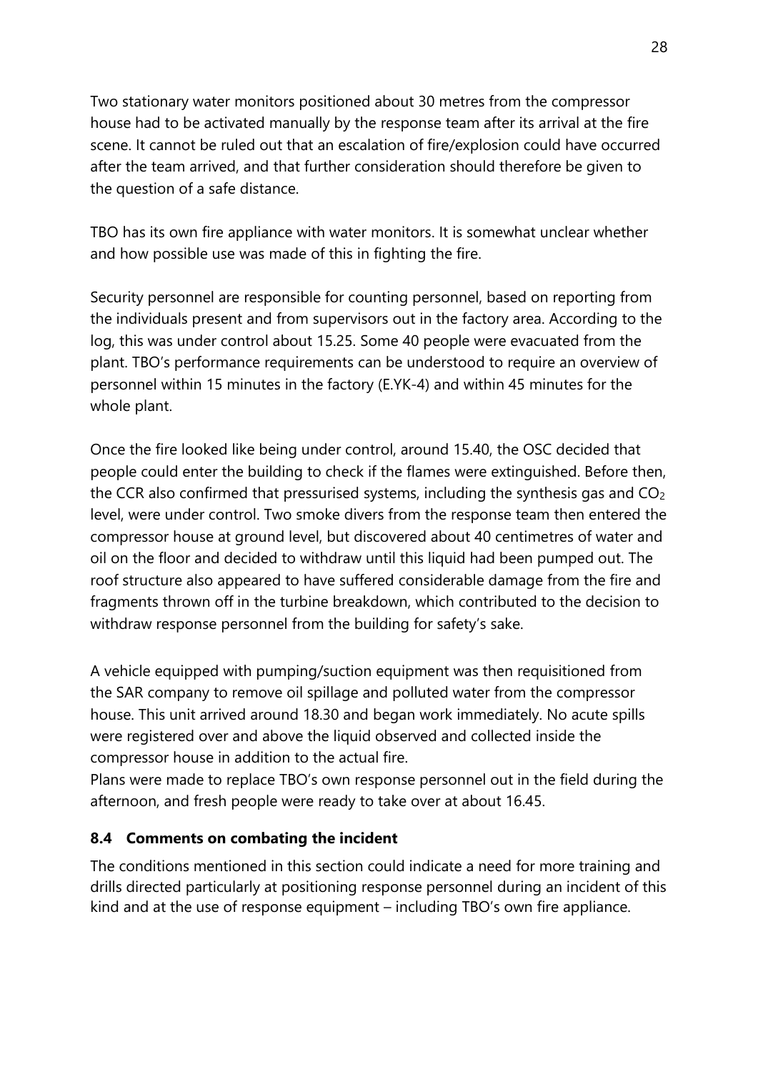Two stationary water monitors positioned about 30 metres from the compressor house had to be activated manually by the response team after its arrival at the fire scene. It cannot be ruled out that an escalation of fire/explosion could have occurred after the team arrived, and that further consideration should therefore be given to the question of a safe distance.

TBO has its own fire appliance with water monitors. It is somewhat unclear whether and how possible use was made of this in fighting the fire.

Security personnel are responsible for counting personnel, based on reporting from the individuals present and from supervisors out in the factory area. According to the log, this was under control about 15.25. Some 40 people were evacuated from the plant. TBO's performance requirements can be understood to require an overview of personnel within 15 minutes in the factory (E.YK-4) and within 45 minutes for the whole plant.

Once the fire looked like being under control, around 15.40, the OSC decided that people could enter the building to check if the flames were extinguished. Before then, the CCR also confirmed that pressurised systems, including the synthesis gas and $CO_2$ level, were under control. Two smoke divers from the response team then entered the compressor house at ground level, but discovered about 40 centimetres of water and oil on the floor and decided to withdraw until this liquid had been pumped out. The roof structure also appeared to have suffered considerable damage from the fire and fragments thrown off in the turbine breakdown, which contributed to the decision to withdraw response personnel from the building for safety's sake.

A vehicle equipped with pumping/suction equipment was then requisitioned from the SAR company to remove oil spillage and polluted water from the compressor house. This unit arrived around 18.30 and began work immediately. No acute spills were registered over and above the liquid observed and collected inside the compressor house in addition to the actual fire.

Plans were made to replace TBO's own response personnel out in the field during the afternoon, and fresh people were ready to take over at about 16.45.

### 8.4 Comments on combating the incident

The conditions mentioned in this section could indicate a need for more training and drills directed particularly at positioning response personnel during an incident of this kind and at the use of response equipment – including TBO's own fire appliance.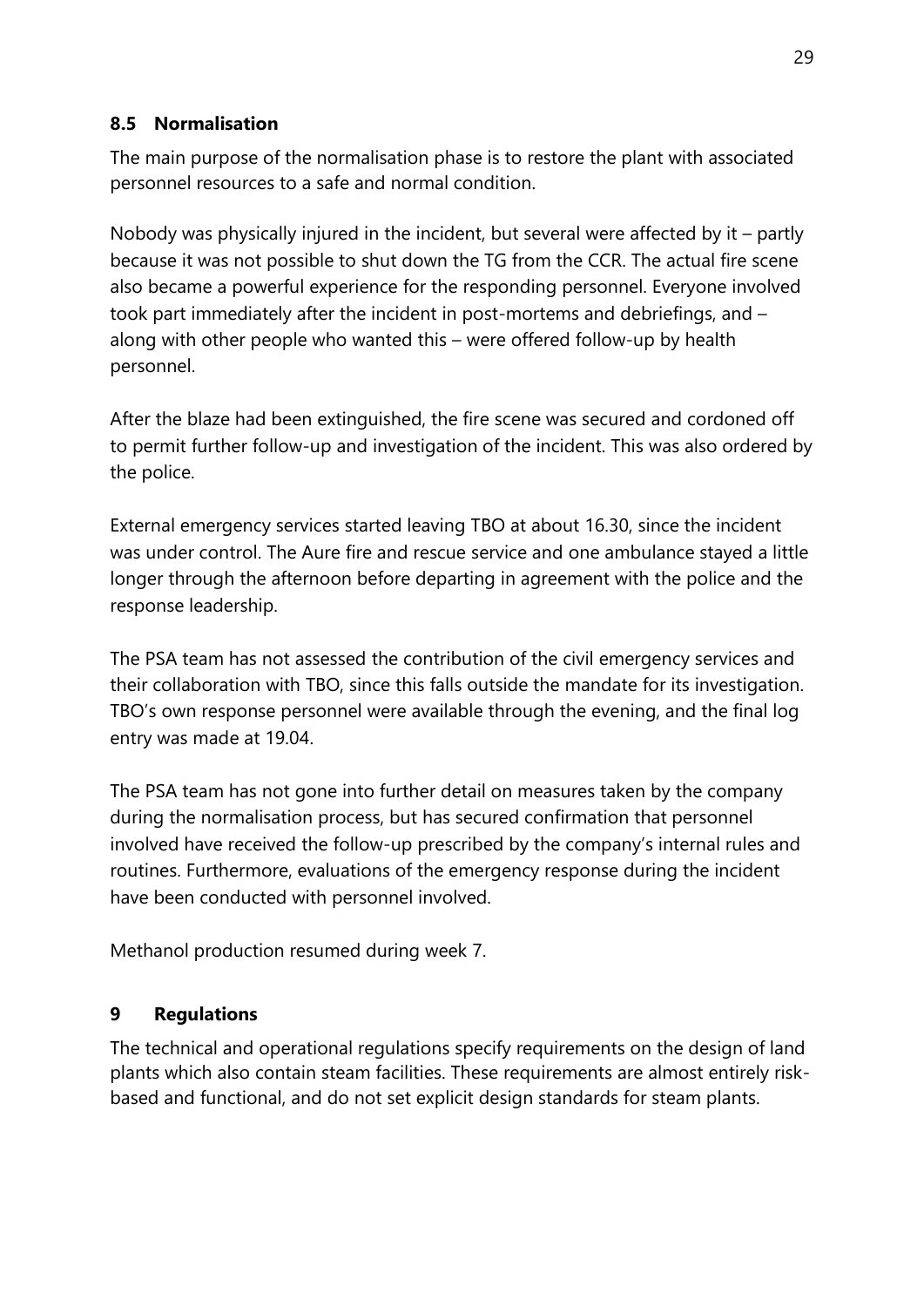## 8.5 Normalisation

The main purpose of the normalisation phase is to restore the plant with associated personnel resources to a safe and normal condition.

Nobody was physically injured in the incident, but several were affected by it – partly because it was not possible to shut down the TG from the CCR. The actual fire scene also became a powerful experience for the responding personnel. Everyone involved took part immediately after the incident in post-mortems and debriefings, and – along with other people who wanted this – were offered follow-up by health personnel.

After the blaze had been extinguished, the fire scene was secured and cordoned off to permit further follow-up and investigation of the incident. This was also ordered by the police.

External emergency services started leaving TBO at about 16.30, since the incident was under control. The Aure fire and rescue service and one ambulance stayed a little longer through the afternoon before departing in agreement with the police and the response leadership.

The PSA team has not assessed the contribution of the civil emergency services and their collaboration with TBO, since this falls outside the mandate for its investigation. TBO's own response personnel were available through the evening, and the final log entry was made at 19.04.

The PSA team has not gone into further detail on measures taken by the company during the normalisation process, but has secured confirmation that personnel involved have received the follow-up prescribed by the company's internal rules and routines. Furthermore, evaluations of the emergency response during the incident have been conducted with personnel involved.

Methanol production resumed during week 7.

# 9 Regulations

The technical and operational regulations specify requirements on the design of land plants which also contain steam facilities. These requirements are almost entirely risk-based and functional, and do not set explicit design standards for steam plants.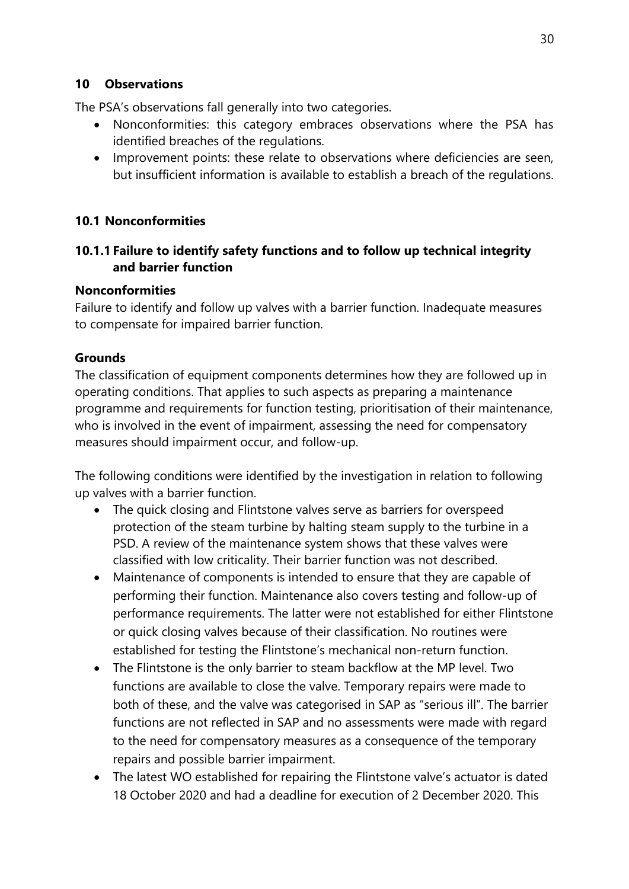## 10 Observations

The PSA's observations fall generally into two categories.

- Nonconformities: this category embraces observations where the PSA has identified breaches of the regulations.
- Improvement points: these relate to observations where deficiencies are seen, but insufficient information is available to establish a breach of the regulations.

### 10.1 Nonconformities

#### 10.1.1 Failure to identify safety functions and to follow up technical integrity and barrier function

**Nonconformities**

Failure to identify and follow up valves with a barrier function. Inadequate measures to compensate for impaired barrier function.

**Grounds**

The classification of equipment components determines how they are followed up in operating conditions. That applies to such aspects as preparing a maintenance programme and requirements for function testing, prioritisation of their maintenance, who is involved in the event of impairment, assessing the need for compensatory measures should impairment occur, and follow-up.

The following conditions were identified by the investigation in relation to following up valves with a barrier function.

- The quick closing and Flintstone valves serve as barriers for overspeed protection of the steam turbine by halting steam supply to the turbine in a PSD. A review of the maintenance system shows that these valves were classified with low criticality. Their barrier function was not described.
- Maintenance of components is intended to ensure that they are capable of performing their function. Maintenance also covers testing and follow-up of performance requirements. The latter were not established for either Flintstone or quick closing valves because of their classification. No routines were established for testing the Flintstone's mechanical non-return function.
- The Flintstone is the only barrier to steam backflow at the MP level. Two functions are available to close the valve. Temporary repairs were made to both of these, and the valve was categorised in SAP as "serious ill". The barrier functions are not reflected in SAP and no assessments were made with regard to the need for compensatory measures as a consequence of the temporary repairs and possible barrier impairment.
- The latest WO established for repairing the Flintstone valve's actuator is dated 18 October 2020 and had a deadline for execution of 2 December 2020. This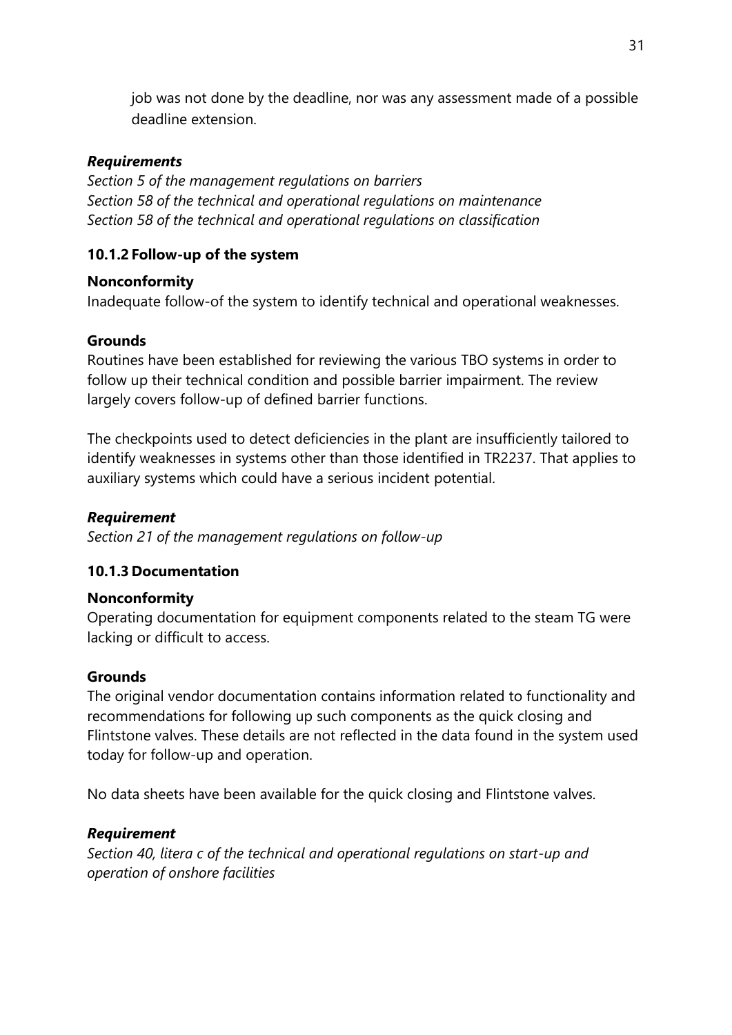job was not done by the deadline, nor was any assessment made of a possible deadline extension.

***Requirements***

*Section 5 of the management regulations on barriers*
*Section 58 of the technical and operational regulations on maintenance*
*Section 58 of the technical and operational regulations on classification*

### 10.1.2 Follow-up of the system

**Nonconformity**

Inadequate follow-of the system to identify technical and operational weaknesses.

**Grounds**

Routines have been established for reviewing the various TBO systems in order to follow up their technical condition and possible barrier impairment. The review largely covers follow-up of defined barrier functions.

The checkpoints used to detect deficiencies in the plant are insufficiently tailored to identify weaknesses in systems other than those identified in TR2237. That applies to auxiliary systems which could have a serious incident potential.

***Requirement***

*Section 21 of the management regulations on follow-up*

### 10.1.3 Documentation

**Nonconformity**

Operating documentation for equipment components related to the steam TG were lacking or difficult to access.

**Grounds**

The original vendor documentation contains information related to functionality and recommendations for following up such components as the quick closing and Flintstone valves. These details are not reflected in the data found in the system used today for follow-up and operation.

No data sheets have been available for the quick closing and Flintstone valves.

***Requirement***

*Section 40, litera c of the technical and operational regulations on start-up and operation of onshore facilities*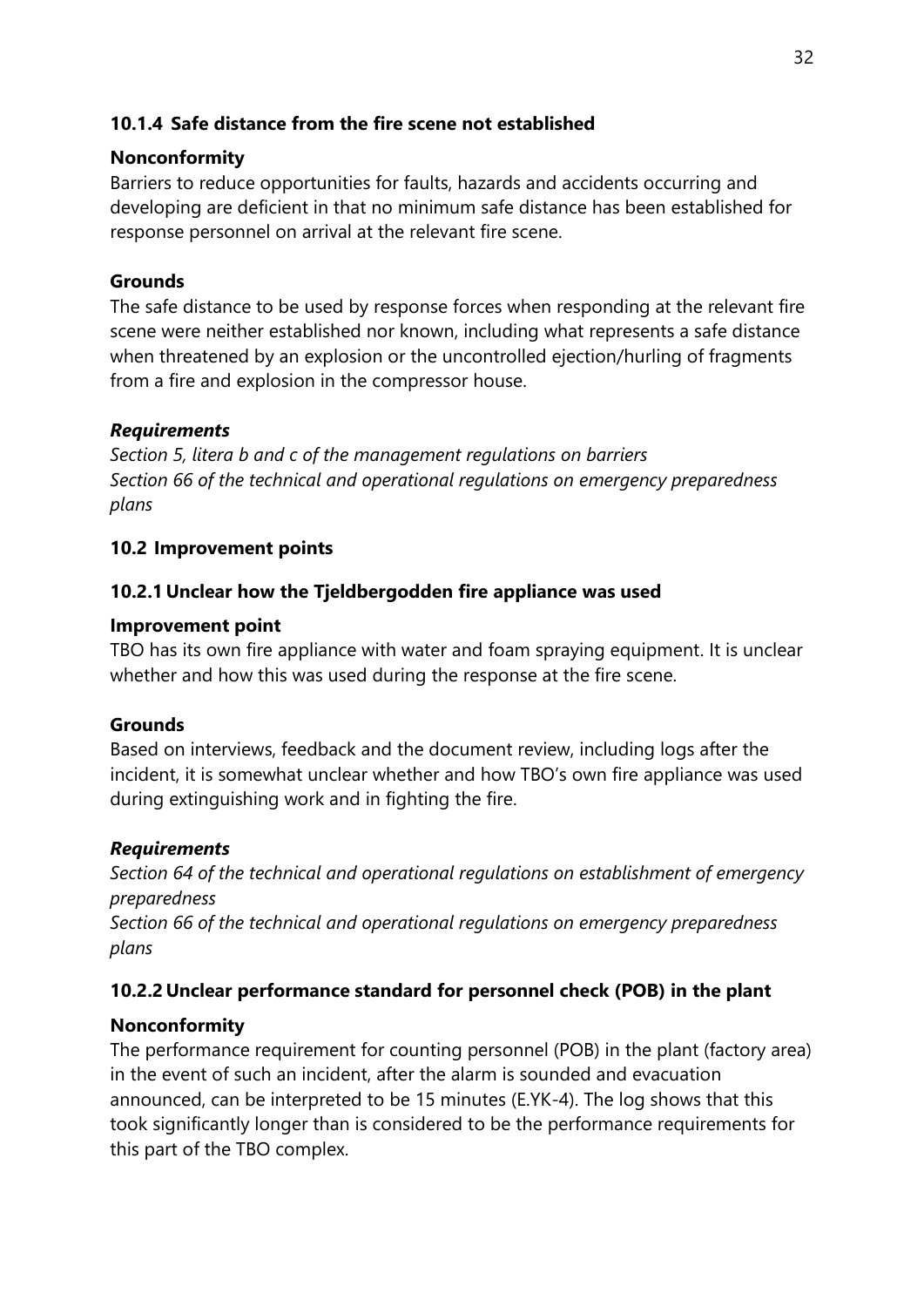### 10.1.4 Safe distance from the fire scene not established

**Nonconformity**

Barriers to reduce opportunities for faults, hazards and accidents occurring and developing are deficient in that no minimum safe distance has been established for response personnel on arrival at the relevant fire scene.

**Grounds**

The safe distance to be used by response forces when responding at the relevant fire scene were neither established nor known, including what represents a safe distance when threatened by an explosion or the uncontrolled ejection/hurling of fragments from a fire and explosion in the compressor house.

***Requirements***

*Section 5, litera b and c of the management regulations on barriers*
*Section 66 of the technical and operational regulations on emergency preparedness plans*

## 10.2 Improvement points

### 10.2.1 Unclear how the Tjeldbergodden fire appliance was used

**Improvement point**

TBO has its own fire appliance with water and foam spraying equipment. It is unclear whether and how this was used during the response at the fire scene.

**Grounds**

Based on interviews, feedback and the document review, including logs after the incident, it is somewhat unclear whether and how TBO's own fire appliance was used during extinguishing work and in fighting the fire.

***Requirements***

*Section 64 of the technical and operational regulations on establishment of emergency preparedness*
*Section 66 of the technical and operational regulations on emergency preparedness plans*

### 10.2.2 Unclear performance standard for personnel check (POB) in the plant

**Nonconformity**

The performance requirement for counting personnel (POB) in the plant (factory area) in the event of such an incident, after the alarm is sounded and evacuation announced, can be interpreted to be 15 minutes (E.YK-4). The log shows that this took significantly longer than is considered to be the performance requirements for this part of the TBO complex.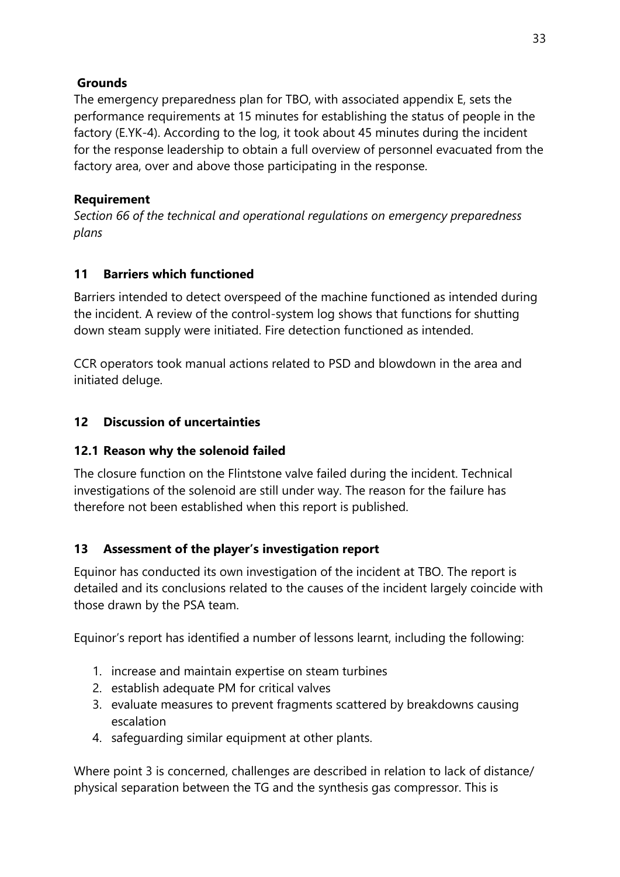**Grounds**

The emergency preparedness plan for TBO, with associated appendix E, sets the performance requirements at 15 minutes for establishing the status of people in the factory (E.YK-4). According to the log, it took about 45 minutes during the incident for the response leadership to obtain a full overview of personnel evacuated from the factory area, over and above those participating in the response.

**Requirement**

*Section 66 of the technical and operational regulations on emergency preparedness plans*

## 11 Barriers which functioned

Barriers intended to detect overspeed of the machine functioned as intended during the incident. A review of the control-system log shows that functions for shutting down steam supply were initiated. Fire detection functioned as intended.

CCR operators took manual actions related to PSD and blowdown in the area and initiated deluge.

## 12 Discussion of uncertainties

### 12.1 Reason why the solenoid failed

The closure function on the Flintstone valve failed during the incident. Technical investigations of the solenoid are still under way. The reason for the failure has therefore not been established when this report is published.

## 13 Assessment of the player's investigation report

Equinor has conducted its own investigation of the incident at TBO. The report is detailed and its conclusions related to the causes of the incident largely coincide with those drawn by the PSA team.

Equinor's report has identified a number of lessons learnt, including the following:

1. increase and maintain expertise on steam turbines
2. establish adequate PM for critical valves
3. evaluate measures to prevent fragments scattered by breakdowns causing escalation
4. safeguarding similar equipment at other plants.

Where point 3 is concerned, challenges are described in relation to lack of distance/ physical separation between the TG and the synthesis gas compressor. This is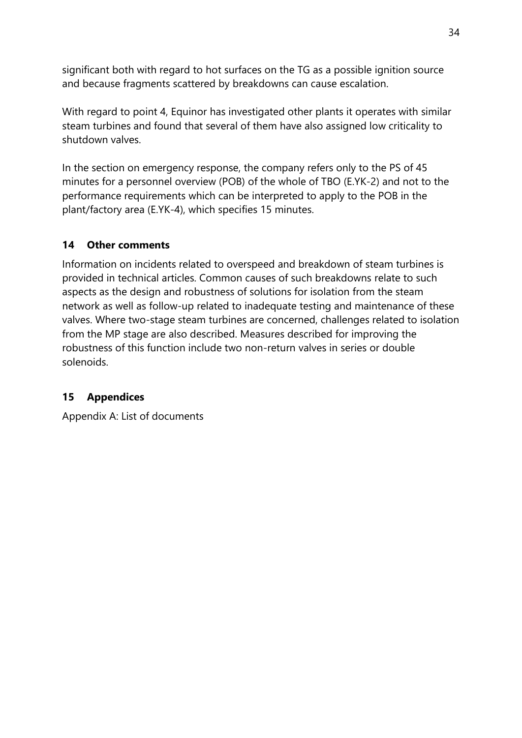significant both with regard to hot surfaces on the TG as a possible ignition source and because fragments scattered by breakdowns can cause escalation.

With regard to point 4, Equinor has investigated other plants it operates with similar steam turbines and found that several of them have also assigned low criticality to shutdown valves.

In the section on emergency response, the company refers only to the PS of 45 minutes for a personnel overview (POB) of the whole of TBO (E.YK-2) and not to the performance requirements which can be interpreted to apply to the POB in the plant/factory area (E.YK-4), which specifies 15 minutes.

## 14 Other comments

Information on incidents related to overspeed and breakdown of steam turbines is provided in technical articles. Common causes of such breakdowns relate to such aspects as the design and robustness of solutions for isolation from the steam network as well as follow-up related to inadequate testing and maintenance of these valves. Where two-stage steam turbines are concerned, challenges related to isolation from the MP stage are also described. Measures described for improving the robustness of this function include two non-return valves in series or double solenoids.

## 15 Appendices

Appendix A: List of documents